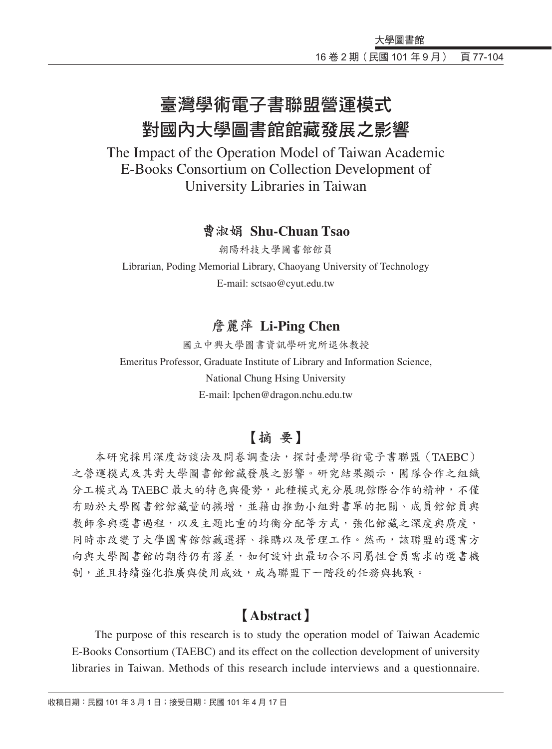# 臺灣學術電子書聯盟營運模式對國內大學圖書館館藏發展之影響

# The Impact of the Operation Model of Taiwan Academic E-Books Consortium on Collection Development of University Libraries in Taiwan

**曹淑娟 Shu-Chuan Tsao**

朝陽科技大學圖書館館員

Librarian, Poding Memorial Library, Chaoyang University of Technology

E-mail: sctsao@cyut.edu.tw

**詹麗萍 Li-Ping Chen**

國立中興大學圖書資訊學研究所退休教授

Emeritus Professor, Graduate Institute of Library and Information Science, National Chung Hsing University

E-mail: lpchen@dragon.nchu.edu.tw

## 【摘 要】

本研究採用深度訪談法及問卷調查法，探討臺灣學術電子書聯盟（TAEBC）之營運模式及其對大學圖書館館藏發展之影響。研究結果顯示，團隊合作之組織分工模式為 TAEBC 最大的特色與優勢，此種模式充分展現館際合作的精神，不僅有助於大學圖書館館藏量的擴增，並藉由推動小組對書單的把關、成員館館員與教師參與選書過程，以及主題比重的均衡分配等方式，強化館藏之深度與廣度，同時亦改變了大學圖書館館藏選擇、採購以及管理工作。然而，該聯盟的選書方向與大學圖書館的期待仍有落差，如何設計出最切合不同屬性會員需求的選書機制，並且持續強化推廣與使用成效，成為聯盟下一階段的任務與挑戰。

## 【Abstract】

The purpose of this research is to study the operation model of Taiwan Academic E-Books Consortium (TAEBC) and its effect on the collection development of university libraries in Taiwan. Methods of this research include interviews and a questionnaire.

收稿日期：民國 101 年 3 月 1 日；接受日期：民國 101 年 4 月 17 日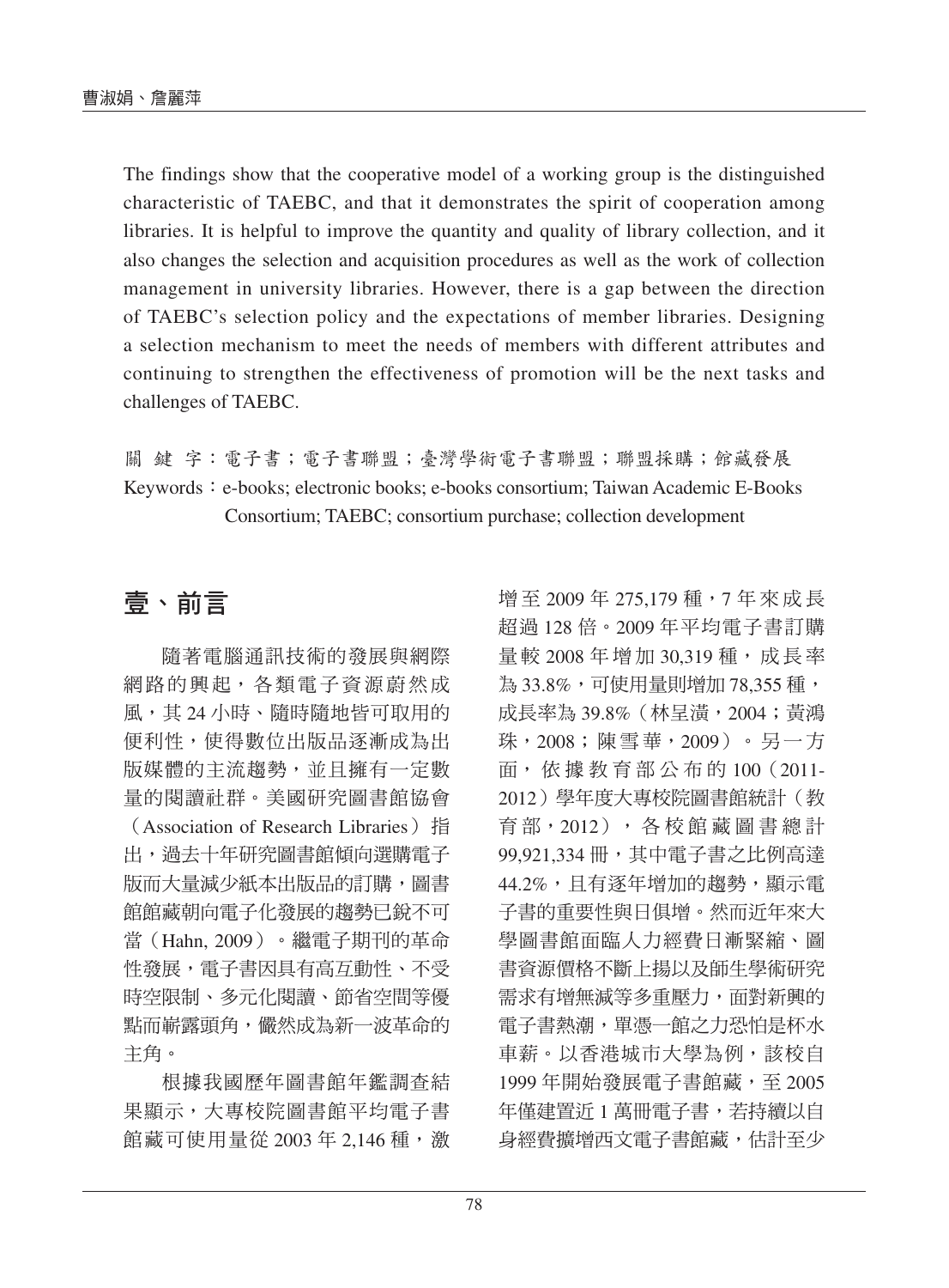The findings show that the cooperative model of a working group is the distinguished characteristic of TAEBC, and that it demonstrates the spirit of cooperation among libraries. It is helpful to improve the quantity and quality of library collection, and it also changes the selection and acquisition procedures as well as the work of collection management in university libraries. However, there is a gap between the direction of TAEBC's selection policy and the expectations of member libraries. Designing a selection mechanism to meet the needs of members with different attributes and continuing to strengthen the effectiveness of promotion will be the next tasks and challenges of TAEBC.

關 鍵 字：電子書；電子書聯盟；臺灣學術電子書聯盟；聯盟採購；館藏發展

Keywords：e-books; electronic books; e-books consortium; Taiwan Academic E-Books Consortium; TAEBC; consortium purchase; collection development

## 壹、前言

隨著電腦通訊技術的發展與網際網路的興起，各類電子資源蔚然成風，其 24 小時、隨時隨地皆可取用的便利性，使得數位出版品逐漸成為出版媒體的主流趨勢，並且擁有一定數量的閱讀社群。美國研究圖書館協會（Association of Research Libraries）指出，過去十年研究圖書館傾向選購電子版而大量減少紙本出版品的訂購，圖書館館藏朝向電子化發展的趨勢已銳不可當（Hahn, 2009）。繼電子期刊的革命性發展，電子書因具有高互動性、不受時空限制、多元化閱讀、節省空間等優點而嶄露頭角，儼然成為新一波革命的主角。

根據我國歷年圖書館年鑑調查結果顯示，大專校院圖書館平均電子書館藏可使用量從 2003 年 2,146 種，激增至 2009 年 275,179 種，7 年來成長超過 128 倍。2009 年平均電子書訂購量較 2008 年增加 30,319 種，成長率為 33.8%，可使用量則增加 78,355 種，成長率為 39.8%（林呈潢，2004；黃鴻珠，2008；陳雪華，2009）。另一方面，依據教育部公布的 100（2011-2012）學年度大專校院圖書館統計（教育部，2012），各校館藏圖書總計 99,921,334 冊，其中電子書之比例高達 44.2%，且有逐年增加的趨勢，顯示電子書的重要性與日俱增。然而近年來大學圖書館面臨人力經費日漸緊縮、圖書資源價格不斷上揚以及師生學術研究需求有增無減等多重壓力，面對新興的電子書熱潮，單憑一館之力恐怕是杯水車薪。以香港城市大學為例，該校自 1999 年開始發展電子書館藏，至 2005 年僅建置近 1 萬冊電子書，若持續以自身經費擴增西文電子書館藏，估計至少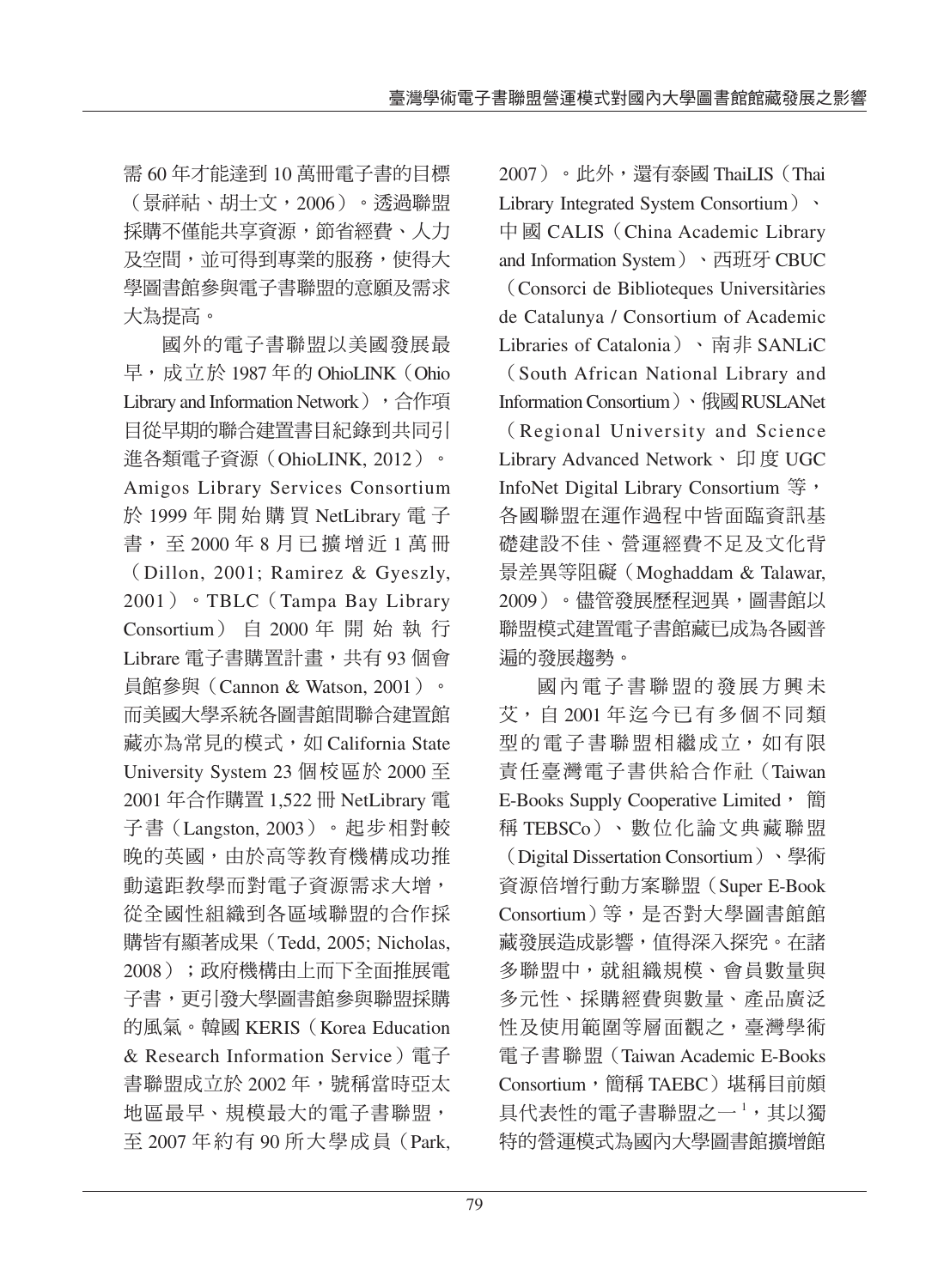需 60 年才能達到 10 萬冊電子書的目標（景祥祜、胡士文，2006）。透過聯盟採購不僅能共享資源，節省經費、人力及空間，並可得到專業的服務，使得大學圖書館參與電子書聯盟的意願及需求大為提高。

國外的電子書聯盟以美國發展最早，成立於 1987 年的 OhioLINK（Ohio Library and Information Network），合作項目從早期的聯合建置書目紀錄到共同引進各類電子資源（OhioLINK, 2012）。Amigos Library Services Consortium 於 1999 年開始購買 NetLibrary 電子書，至 2000 年 8 月已擴增近 1 萬冊（Dillon, 2001; Ramirez & Gyeszly, 2001）。TBLC（Tampa Bay Library Consortium）自 2000 年開始執行 Librare 電子書購置計畫，共有 93 個會員館參與（Cannon & Watson, 2001）。而美國大學系統各圖書館間聯合建置館藏亦為常見的模式，如 California State University System 23 個校區於 2000 至 2001 年合作購置 1,522 冊 NetLibrary 電子書（Langston, 2003）。起步相對較晚的英國，由於高等教育機構成功推動遠距教學而對電子資源需求大增，從全國性組織到各區域聯盟的合作採購皆有顯著成果（Tedd, 2005; Nicholas, 2008）；政府機構由上而下全面推展電子書，更引發大學圖書館參與聯盟採購的風氣。韓國 KERIS（Korea Education & Research Information Service）電子書聯盟成立於 2002 年，號稱當時亞太地區最早、規模最大的電子書聯盟，至 2007 年約有 90 所大學成員（Park, 2007）。此外，還有泰國 ThaiLIS（Thai Library Integrated System Consortium）、中國 CALIS（China Academic Library and Information System）、西班牙 CBUC（Consorci de Biblioteques Universitàries de Catalunya / Consortium of Academic Libraries of Catalonia）、南非 SANLiC（South African National Library and Information Consortium）、俄國 RUSLANet（Regional University and Science Library Advanced Network、印度 UGC InfoNet Digital Library Consortium 等，各國聯盟在運作過程中皆面臨資訊基礎建設不佳、營運經費不足及文化背景差異等阻礙（Moghaddam & Talawar, 2009）。儘管發展歷程迥異，圖書館以聯盟模式建置電子書館藏已成為各國普遍的發展趨勢。

國內電子書聯盟的發展方興未艾，自 2001 年迄今已有多個不同類型的電子書聯盟相繼成立，如有限責任臺灣電子書供給合作社（Taiwan E-Books Supply Cooperative Limited，簡稱 TEBSCo）、數位化論文典藏聯盟（Digital Dissertation Consortium）、學術資源倍增行動方案聯盟（Super E-Book Consortium）等，是否對大學圖書館館藏發展造成影響，值得深入探究。在諸多聯盟中，就組織規模、會員數量與多元性、採購經費與數量、產品廣泛性及使用範圍等層面觀之，臺灣學術電子書聯盟（Taiwan Academic E-Books Consortium，簡稱 TAEBC）堪稱目前頗具代表性的電子書聯盟之一[1]，其以獨特的營運模式為國內大學圖書館擴增館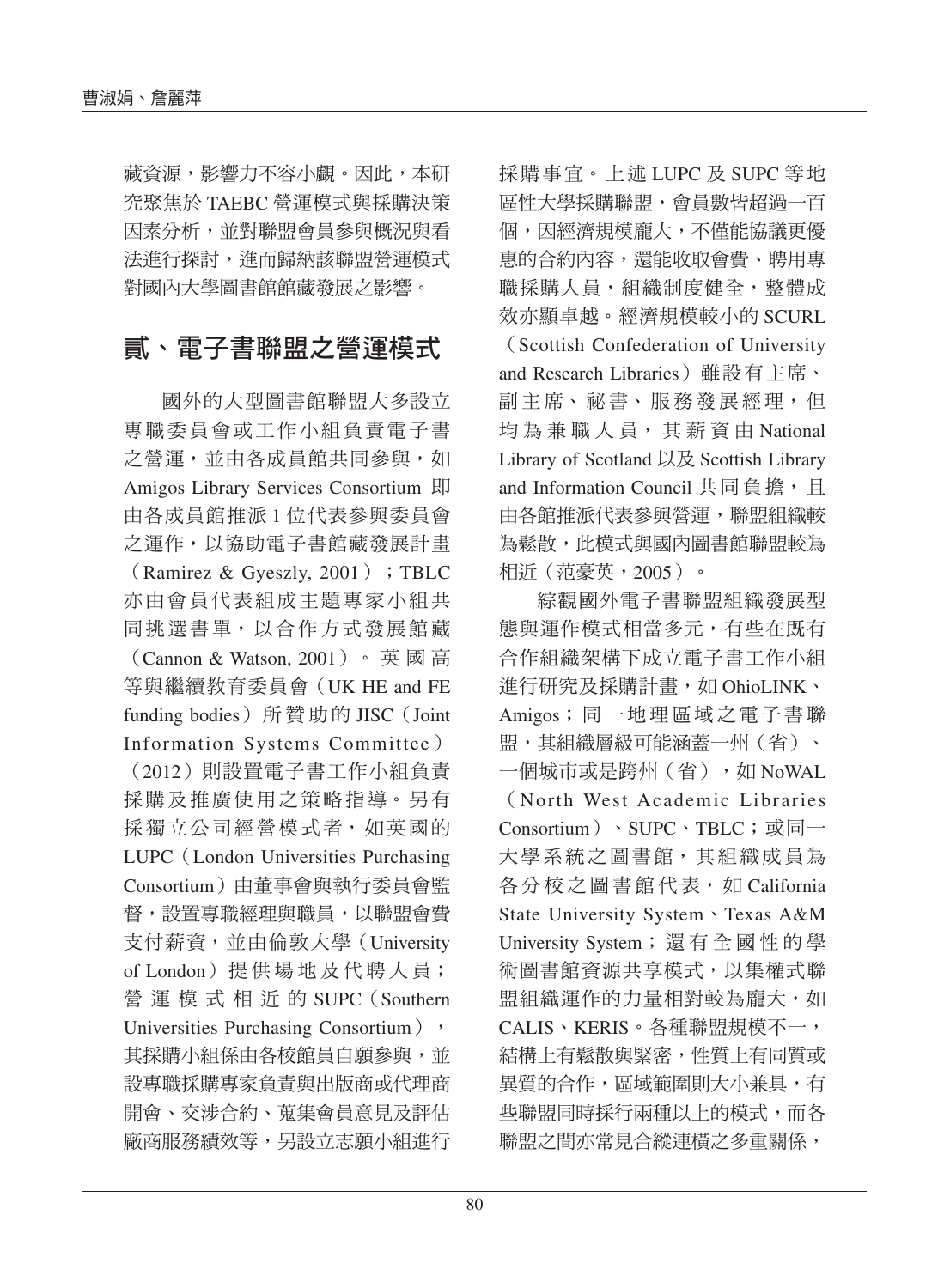藏資源，影響力不容小覷。因此，本研究聚焦於 TAEBC 營運模式與採購決策因素分析，並對聯盟會員參與概況與看法進行探討，進而歸納該聯盟營運模式對國內大學圖書館館藏發展之影響。

## 貳、電子書聯盟之營運模式

國外的大型圖書館聯盟大多設立專職委員會或工作小組負責電子書之營運，並由各成員館共同參與，如 Amigos Library Services Consortium 即由各成員館推派 1 位代表參與委員會之運作，以協助電子書館藏發展計畫（Ramirez & Gyeszly, 2001）；TBLC 亦由會員代表組成主題專家小組共同挑選書單，以合作方式發展館藏（Cannon & Watson, 2001）。英國高等與繼續教育委員會（UK HE and FE funding bodies）所贊助的 JISC（Joint Information Systems Committee）（2012）則設置電子書工作小組負責採購及推廣使用之策略指導。另有採獨立公司經營模式者，如英國的 LUPC（London Universities Purchasing Consortium）由董事會與執行委員會監督，設置專職經理與職員，以聯盟會費支付薪資，並由倫敦大學（University of London）提供場地及代聘人員；營運模式相近的 SUPC（Southern Universities Purchasing Consortium），其採購小組係由各校館員自願參與，並設專職採購專家負責與出版商或代理商開會、交涉合約、蒐集會員意見及評估廠商服務績效等，另設立志願小組進行採購事宜。上述 LUPC 及 SUPC 等地區性大學採購聯盟，會員數皆超過一百個，因經濟規模龐大，不僅能協議更優惠的合約內容，還能收取會費、聘用專職採購人員，組織制度健全，整體成效亦顯卓越。經濟規模較小的 SCURL（Scottish Confederation of University and Research Libraries）雖設有主席、副主席、祕書、服務發展經理，但均為兼職人員，其薪資由 National Library of Scotland 以及 Scottish Library and Information Council 共同負擔，且由各館推派代表參與營運，聯盟組織較為鬆散，此模式與國內圖書館聯盟較為相近（范豪英，2005）。

綜觀國外電子書聯盟組織發展型態與運作模式相當多元，有些在既有合作組織架構下成立電子書工作小組進行研究及採購計畫，如 OhioLINK、Amigos；同一地理區域之電子書聯盟，其組織層級可能涵蓋一州（省）、一個城市或是跨州（省），如 NoWAL（North West Academic Libraries Consortium）、SUPC、TBLC；或同一大學系統之圖書館，其組織成員為各分校之圖書館代表，如 California State University System、Texas A&M University System；還有全國性的學術圖書館資源共享模式，以集權式聯盟組織運作的力量相對較為龐大，如 CALIS、KERIS。各種聯盟規模不一，結構上有鬆散與緊密，性質上有同質或異質的合作，區域範圍則大小兼具，有些聯盟同時採行兩種以上的模式，而各聯盟之間亦常見合縱連橫之多重關係，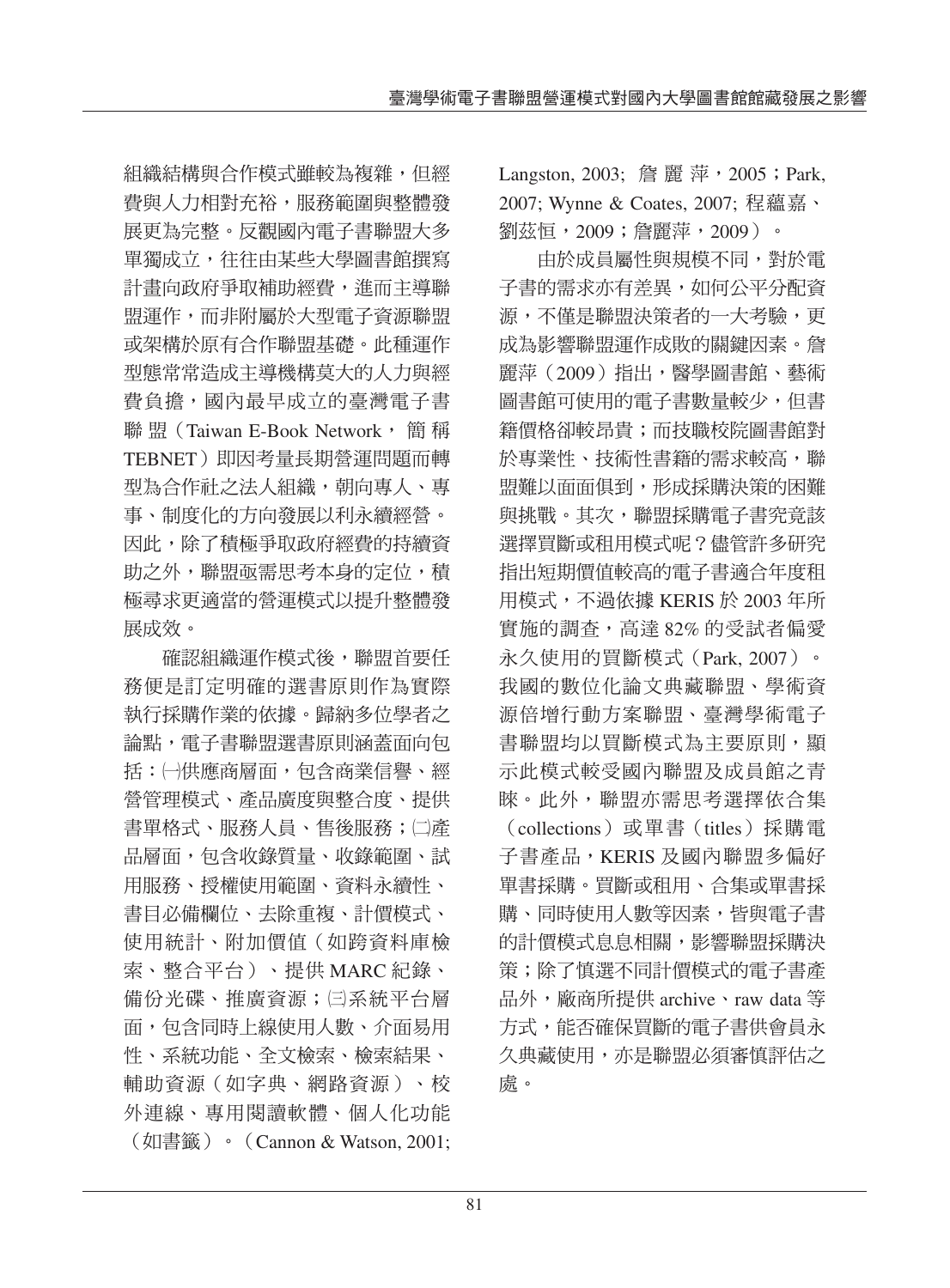組織結構與合作模式雖較為複雜，但經費與人力相對充裕，服務範圍與整體發展更為完整。反觀國內電子書聯盟大多單獨成立，往往由某些大學圖書館撰寫計畫向政府爭取補助經費，進而主導聯盟運作，而非附屬於大型電子資源聯盟或架構於原有合作聯盟基礎。此種運作型態常常造成主導機構莫大的人力與經費負擔，國內最早成立的臺灣電子書聯盟（Taiwan E-Book Network，簡稱 TEBNET）即因考量長期營運問題而轉型為合作社之法人組織，朝向專人、專事、制度化的方向發展以利永續經營。因此，除了積極爭取政府經費的持續資助之外，聯盟亟需思考本身的定位，積極尋求更適當的營運模式以提升整體發展成效。

確認組織運作模式後，聯盟首要任務便是訂定明確的選書原則作為實際執行採購作業的依據。歸納多位學者之論點，電子書聯盟選書原則涵蓋面向包括：㈠供應商層面，包含商業信譽、經營管理模式、產品廣度與整合度、提供書單格式、服務人員、售後服務；㈡產品層面，包含收錄質量、收錄範圍、試用服務、授權使用範圍、資料永續性、書目必備欄位、去除重複、計價模式、使用統計、附加價值（如跨資料庫檢索、整合平台）、提供 MARC 紀錄、備份光碟、推廣資源；㈢系統平台層面，包含同時上線使用人數、介面易用性、系統功能、全文檢索、檢索結果、輔助資源（如字典、網路資源）、校外連線、專用閱讀軟體、個人化功能（如書籤）。（Cannon & Watson, 2001; Langston, 2003; 詹麗萍，2005；Park, 2007; Wynne & Coates, 2007; 程蘊嘉、劉茲恒，2009；詹麗萍，2009）。

由於成員屬性與規模不同，對於電子書的需求亦有差異，如何公平分配資源，不僅是聯盟決策者的一大考驗，更成為影響聯盟運作成敗的關鍵因素。詹麗萍（2009）指出，醫學圖書館、藝術圖書館可使用的電子書數量較少，但書籍價格卻較昂貴；而技職校院圖書館對於專業性、技術性書籍的需求較高，聯盟難以面面俱到，形成採購決策的困難與挑戰。其次，聯盟採購電子書究竟該選擇買斷或租用模式呢？儘管許多研究指出短期價值較高的電子書適合年度租用模式，不過依據 KERIS 於 2003 年所實施的調查，高達 82% 的受試者偏愛永久使用的買斷模式（Park, 2007）。我國的數位化論文典藏聯盟、學術資源倍增行動方案聯盟、臺灣學術電子書聯盟均以買斷模式為主要原則，顯示此模式較受國內聯盟及成員館之青睞。此外，聯盟亦需思考選擇依合集（collections）或單書（titles）採購電子書產品，KERIS 及國內聯盟多偏好單書採購。買斷或租用、合集或單書採購、同時使用人數等因素，皆與電子書的計價模式息息相關，影響聯盟採購決策；除了慎選不同計價模式的電子書產品外，廠商所提供 archive、raw data 等方式，能否確保買斷的電子書供會員永久典藏使用，亦是聯盟必須審慎評估之處。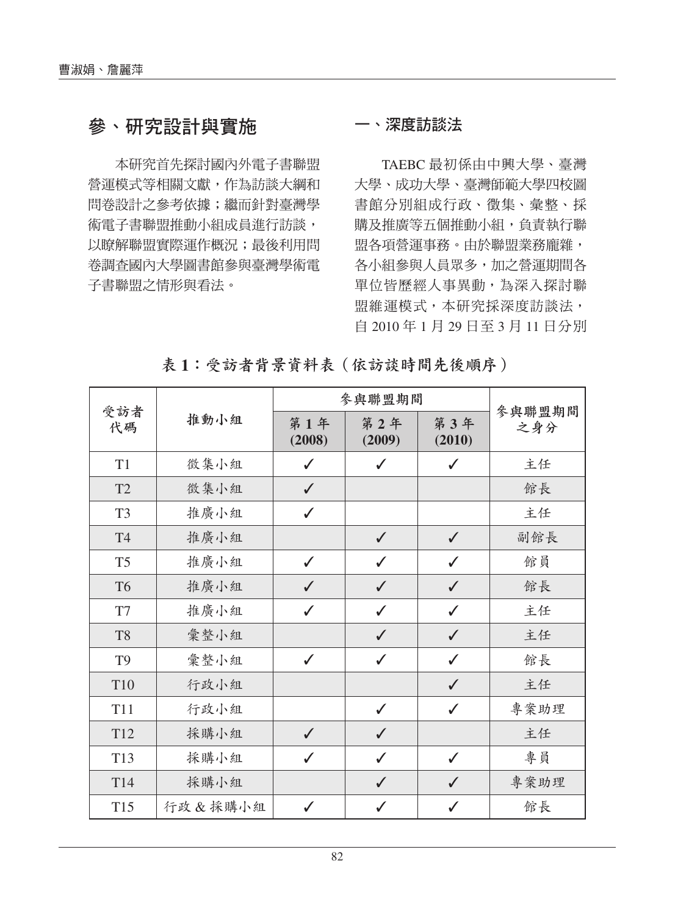## 參、研究設計與實施

本研究首先探討國內外電子書聯盟營運模式等相關文獻，作為訪談大綱和問卷設計之參考依據；繼而針對臺灣學術電子書聯盟推動小組成員進行訪談，以瞭解聯盟實際運作概況；最後利用問卷調查國內大學圖書館參與臺灣學術電子書聯盟之情形與看法。

### 一、深度訪談法

TAEBC 最初係由中興大學、臺灣大學、成功大學、臺灣師範大學四校圖書館分別組成行政、徵集、彙整、採購及推廣等五個推動小組，負責執行聯盟各項營運事務。由於聯盟業務龐雜，各小組參與人員眾多，加之營運期間各單位皆歷經人事異動，為深入探討聯盟維運模式，本研究採深度訪談法，自 2010 年 1 月 29 日至 3 月 11 日分別

表 1：受訪者背景資料表（依訪談時間先後順序）

| 受訪者代碼 | 推動小組 | 參與聯盟期間 | | | 參與聯盟期間之身分 |
|---|---|---|---|---|---|
| | | 第 1 年 (2008) | 第 2 年 (2009) | 第 3 年 (2010) | |
| T1 | 徵集小組 | ✓ | ✓ | ✓ | 主任 |
| T2 | 徵集小組 | ✓ | | | 館長 |
| T3 | 推廣小組 | ✓ | | | 主任 |
| T4 | 推廣小組 | | ✓ | ✓ | 副館長 |
| T5 | 推廣小組 | ✓ | ✓ | ✓ | 館員 |
| T6 | 推廣小組 | ✓ | ✓ | ✓ | 館長 |
| T7 | 推廣小組 | ✓ | ✓ | ✓ | 主任 |
| T8 | 彙整小組 | | ✓ | ✓ | 主任 |
| T9 | 彙整小組 | ✓ | ✓ | ✓ | 館長 |
| T10 | 行政小組 | | | ✓ | 主任 |
| T11 | 行政小組 | | ✓ | ✓ | 專案助理 |
| T12 | 採購小組 | ✓ | ✓ | | 主任 |
| T13 | 採購小組 | ✓ | ✓ | ✓ | 專員 |
| T14 | 採購小組 | | ✓ | ✓ | 專案助理 |
| T15 | 行政 & 採購小組 | ✓ | ✓ | ✓ | 館長 |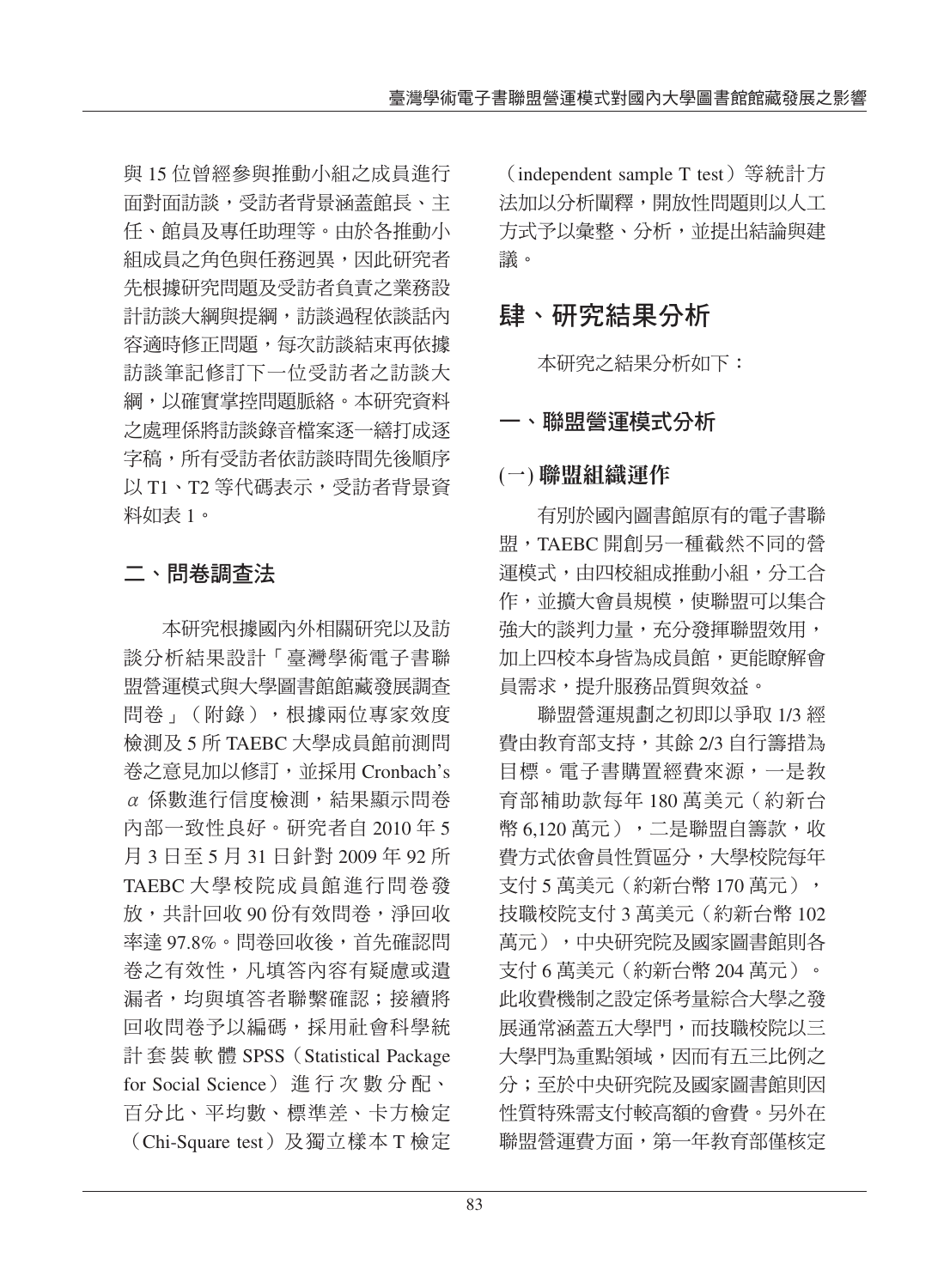與 15 位曾經參與推動小組之成員進行面對面訪談，受訪者背景涵蓋館長、主任、館員及專任助理等。由於各推動小組成員之角色與任務迥異，因此研究者先根據研究問題及受訪者負責之業務設計訪談大綱與提綱，訪談過程依談話內容適時修正問題，每次訪談結束再依據訪談筆記修訂下一位受訪者之訪談大綱，以確實掌控問題脈絡。本研究資料之處理係將訪談錄音檔案逐一繕打成逐字稿，所有受訪者依訪談時間先後順序以 T1、T2 等代碼表示，受訪者背景資料如表 1。

## 二、問卷調查法

本研究根據國內外相關研究以及訪談分析結果設計「臺灣學術電子書聯盟營運模式與大學圖書館館藏發展調查問卷」（附錄），根據兩位專家效度檢測及 5 所 TAEBC 大學成員館前測問卷之意見加以修訂，並採用 Cronbach's $\alpha$ 係數進行信度檢測，結果顯示問卷內部一致性良好。研究者自 2010 年 5 月 3 日至 5 月 31 日針對 2009 年 92 所 TAEBC 大學校院成員館進行問卷發放，共計回收 90 份有效問卷，淨回收率達 97.8%。問卷回收後，首先確認問卷之有效性，凡填答內容有疑慮或遺漏者，均與填答者聯繫確認；接續將回收問卷予以編碼，採用社會科學統計套裝軟體 SPSS（Statistical Package for Social Science）進行次數分配、百分比、平均數、標準差、卡方檢定（Chi-Square test）及獨立樣本 T 檢定（independent sample T test）等統計方法加以分析闡釋，開放性問題則以人工方式予以彙整、分析，並提出結論與建議。

# 肆、研究結果分析

本研究之結果分析如下：

## 一、聯盟營運模式分析

### (一) 聯盟組織運作

有別於國內圖書館原有的電子書聯盟，TAEBC 開創另一種截然不同的營運模式，由四校組成推動小組，分工合作，並擴大會員規模，使聯盟可以集合強大的談判力量，充分發揮聯盟效用，加上四校本身皆為成員館，更能瞭解會員需求，提升服務品質與效益。

聯盟營運規劃之初即以爭取 1/3 經費由教育部支持，其餘 2/3 自行籌措為目標。電子書購置經費來源，一是教育部補助款每年 180 萬美元（約新台幣 6,120 萬元），二是聯盟自籌款，收費方式依會員性質區分，大學校院每年支付 5 萬美元（約新台幣 170 萬元），技職校院支付 3 萬美元（約新台幣 102 萬元），中央研究院及國家圖書館則各支付 6 萬美元（約新台幣 204 萬元）。此收費機制之設定係考量綜合大學之發展通常涵蓋五大學門，而技職校院以三大學門為重點領域，因而有五三比例之分；至於中央研究院及國家圖書館則因性質特殊需支付較高額的會費。另外在聯盟營運費方面，第一年教育部僅核定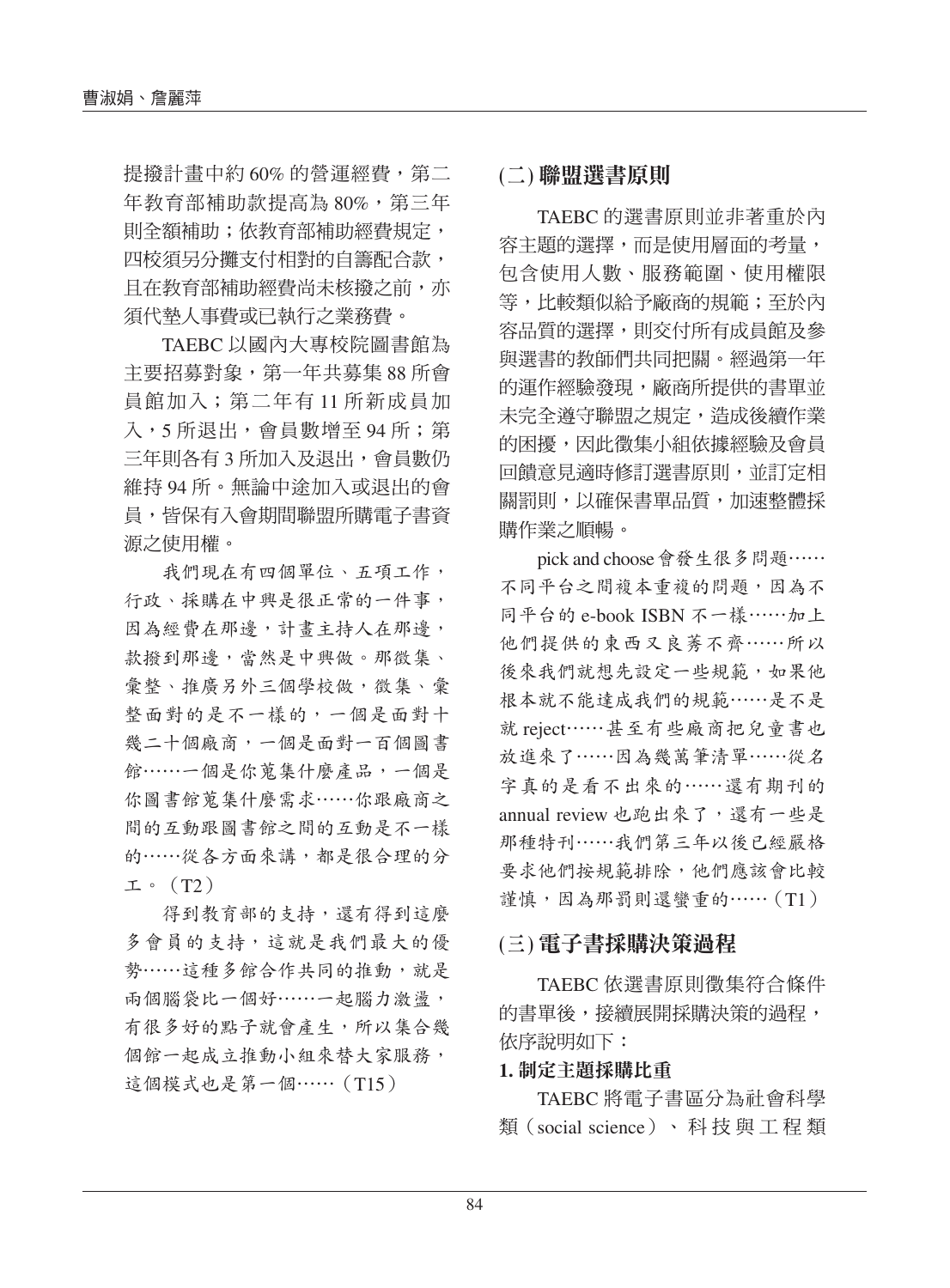提撥計畫中約 60% 的營運經費，第二年教育部補助款提高為 80%，第三年則全額補助；依教育部補助經費規定，四校須另分攤支付相對的自籌配合款，且在教育部補助經費尚未核撥之前，亦須代墊人事費或已執行之業務費。

TAEBC 以國內大專校院圖書館為主要招募對象，第一年共募集 88 所會員館加入；第二年有 11 所新成員加入，5 所退出，會員數增至 94 所；第三年則各有 3 所加入及退出，會員數仍維持 94 所。無論中途加入或退出的會員，皆保有入會期間聯盟所購電子書資源之使用權。

我們現在有四個單位、五項工作，行政、採購在中興是很正常的一件事，因為經費在那邊，計畫主持人在那邊，款撥到那邊，當然是中興做。那徵集、彙整、推廣另外三個學校做，徵集、彙整面對的是不一樣的，一個是面對十幾二十個廠商，一個是面對一百個圖書館……一個是你蒐集什麼產品，一個是你圖書館蒐集什麼需求……你跟廠商之間的互動跟圖書館之間的互動是不一樣的……從各方面來講，都是很合理的分工。（T2）

得到教育部的支持，還有得到這麼多會員的支持，這就是我們最大的優勢……這種多館合作共同的推動，就是兩個腦袋比一個好……一起腦力激盪，有很多好的點子就會產生，所以集合幾個館一起成立推動小組來替大家服務，這個模式也是第一個……（T15）

## (二) 聯盟選書原則

TAEBC 的選書原則並非著重於內容主題的選擇，而是使用層面的考量，包含使用人數、服務範圍、使用權限等，比較類似給予廠商的規範；至於內容品質的選擇，則交付所有成員館及參與選書的教師們共同把關。經過第一年的運作經驗發現，廠商所提供的書單並未完全遵守聯盟之規定，造成後續作業的困擾，因此徵集小組依據經驗及會員回饋意見適時修訂選書原則，並訂定相關罰則，以確保書單品質，加速整體採購作業之順暢。

pick and choose 會發生很多問題……不同平台之間複本重複的問題，因為不同平台的 e-book ISBN 不一樣……加上他們提供的東西又良莠不齊……所以後來我們就想先設定一些規範，如果他根本就不能達成我們的規範……是不是就 reject……甚至有些廠商把兒童書也放進來了……因為幾萬筆清單……從名字真的是看不出來的……還有期刊的 annual review 也跑出來了，還有一些是那種特刊……我們第三年以後已經嚴格要求他們按規範排除，他們應該會比較謹慎，因為那罰則還蠻重的……（T1）

## (三) 電子書採購決策過程

TAEBC 依選書原則徵集符合條件的書單後，接續展開採購決策的過程，依序說明如下：

### 1. 制定主題採購比重

TAEBC 將電子書區分為社會科學類（social science）、科技與工程類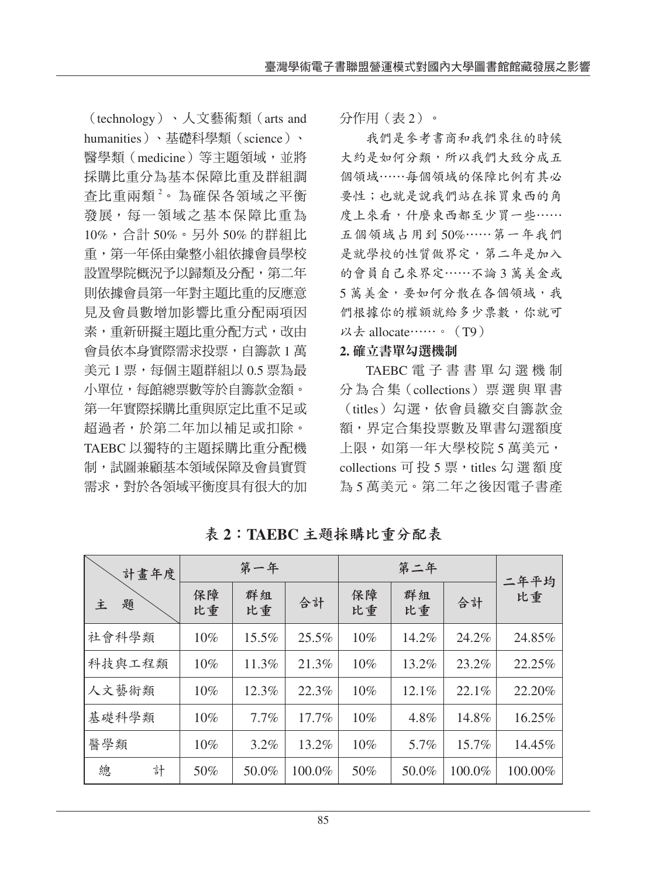（technology）、人文藝術類（arts and humanities）、基礎科學類（science）、醫學類（medicine）等主題領域，並將採購比重分為基本保障比重及群組調查比重兩類[2]。為確保各領域之平衡發展，每一領域之基本保障比重為10%，合計50%。另外50%的群組比重，第一年係由彙整小組依據會員學校設置學院概況予以歸類及分配，第二年則依據會員第一年對主題比重的反應意見及會員數增加影響比重分配兩項因素，重新研擬主題比重分配方式，改由會員依本身實際需求投票，自籌款1萬美元1票，每個主題群組以0.5票為最小單位，每館總票數等於自籌款金額。第一年實際採購比重與原定比重不足或超過者，於第二年加以補足或扣除。TAEBC以獨特的主題採購比重分配機制，試圖兼顧基本領域保障及會員實質需求，對於各領域平衡度具有很大的加分作用（表2）。

> 我們是參考書商和我們來往的時候大約是如何分類，所以我們大致分成五個領域……每個領域的保障比例有其必要性；也就是說我們站在採買東西的角度上來看，什麼東西都至少買一些……五個領域占用到50%……第一年我們是就學校的性質做界定，第二年是加入的會員自己來界定……不論3萬美金或5萬美金，要如何分散在各個領域，我們根據你的權額就給多少票數，你就可以去allocate……。（T9）

**2. 確立書單勾選機制**

TAEBC電子書書單勾選機制分為合集（collections）票選與單書（titles）勾選，依會員繳交自籌款金額，界定合集投票數及單書勾選額度上限，如第一年大學校院5萬美元，collections可投5票，titles勾選額度為5萬美元。第二年之後因電子書產

**表2：TAEBC主題採購比重分配表**

| 計畫年度 / 主題 | 第一年 | | | 第二年 | | | 二年平均比重 |
|---|---|---|---|---|---|---|---|
| | 保障比重 | 群組比重 | 合計 | 保障比重 | 群組比重 | 合計 | |
| 社會科學類 | 10% | 15.5% | 25.5% | 10% | 14.2% | 24.2% | 24.85% |
| 科技與工程類 | 10% | 11.3% | 21.3% | 10% | 13.2% | 23.2% | 22.25% |
| 人文藝術類 | 10% | 12.3% | 22.3% | 10% | 12.1% | 22.1% | 22.20% |
| 基礎科學類 | 10% | 7.7% | 17.7% | 10% | 4.8% | 14.8% | 16.25% |
| 醫學類 | 10% | 3.2% | 13.2% | 10% | 5.7% | 15.7% | 14.45% |
| 總計 | 50% | 50.0% | 100.0% | 50% | 50.0% | 100.0% | 100.00% |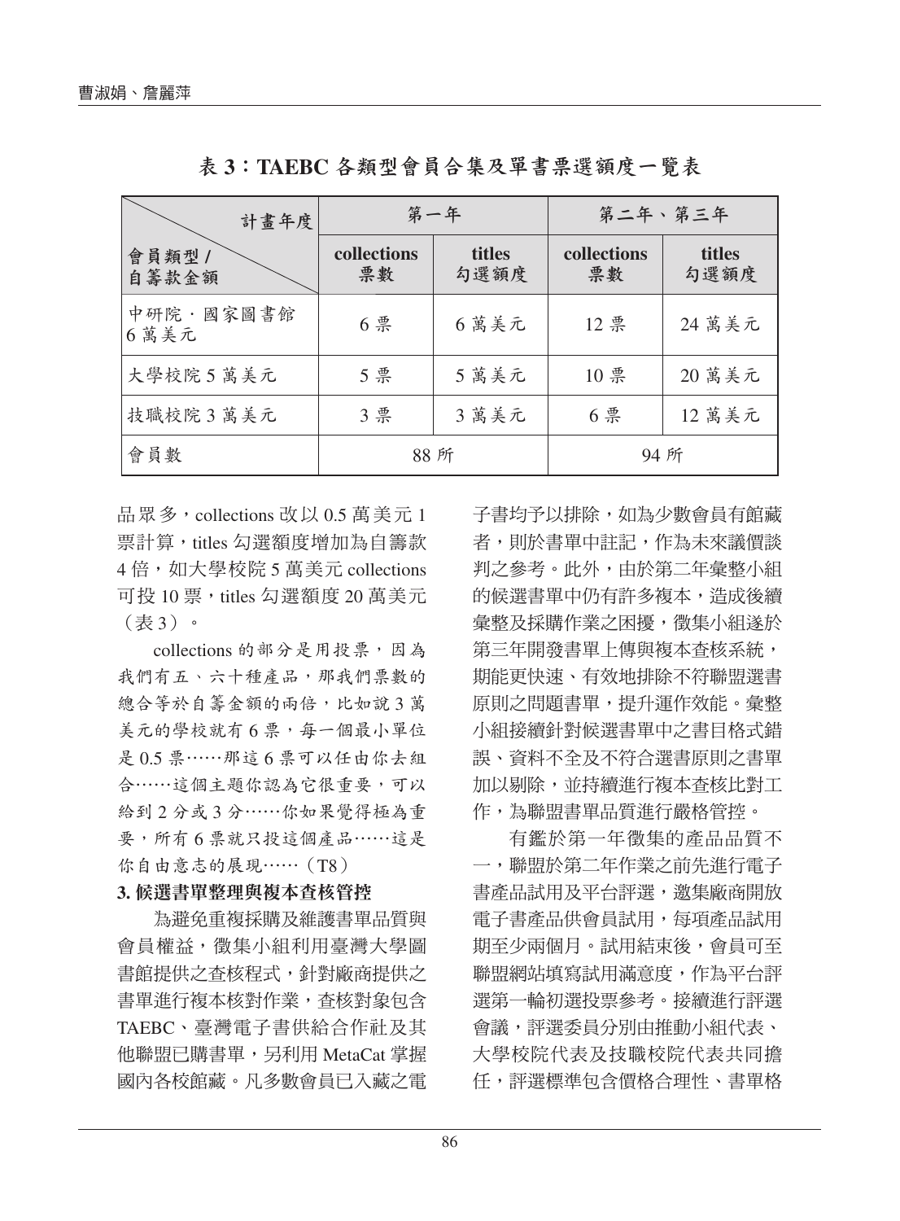表 3：TAEBC 各類型會員合集及單書票選額度一覽表

| 會員類型 / 自籌款金額 ＼ 計畫年度 | 第一年 | | 第二年、第三年 | |
|---|---|---|---|---|
| | collections 票數 | titles 勾選額度 | collections 票數 | titles 勾選額度 |
| 中研院．國家圖書館 6 萬美元 | 6 票 | 6 萬美元 | 12 票 | 24 萬美元 |
| 大學校院 5 萬美元 | 5 票 | 5 萬美元 | 10 票 | 20 萬美元 |
| 技職校院 3 萬美元 | 3 票 | 3 萬美元 | 6 票 | 12 萬美元 |
| 會員數 | 88 所 | | 94 所 | |

品眾多，collections 改以 0.5 萬美元 1 票計算，titles 勾選額度增加為自籌款 4 倍，如大學校院 5 萬美元 collections 可投 10 票，titles 勾選額度 20 萬美元（表 3）。

collections 的部分是用投票，因為我們有五、六十種產品，那我們票數的總合等於自籌金額的兩倍，比如說 3 萬美元的學校就有 6 票，每一個最小單位是 0.5 票……那這 6 票可以任由你去組合……這個主題你認為它很重要，可以給到 2 分或 3 分……你如果覺得極為重要，所有 6 票就只投這個產品……這是你自由意志的展現……（T8）

**3. 候選書單整理與複本查核管控**

為避免重複採購及維護書單品質與會員權益，徵集小組利用臺灣大學圖書館提供之查核程式，針對廠商提供之書單進行複本核對作業，查核對象包含 TAEBC、臺灣電子書供給合作社及其他聯盟已購書單，另利用 MetaCat 掌握國內各校館藏。凡多數會員已入藏之電子書均予以排除，如為少數會員有館藏者，則於書單中註記，作為未來議價談判之參考。此外，由於第二年彙整小組的候選書單中仍有許多複本，造成後續彙整及採購作業之困擾，徵集小組遂於第三年開發書單上傳與複本查核系統，期能更快速、有效地排除不符聯盟選書原則之問題書單，提升運作效能。彙整小組接續針對候選書單中之書目格式錯誤、資料不全及不符合選書原則之書單加以剔除，並持續進行複本查核比對工作，為聯盟書單品質進行嚴格管控。

有鑑於第一年徵集的產品品質不一，聯盟於第二年作業之前先進行電子書產品試用及平台評選，邀集廠商開放電子書產品供會員試用，每項產品試用期至少兩個月。試用結束後，會員可至聯盟網站填寫試用滿意度，作為平台評選第一輪初選投票參考。接續進行評選會議，評選委員分別由推動小組代表、大學校院代表及技職校院代表共同擔任，評選標準包含價格合理性、書單格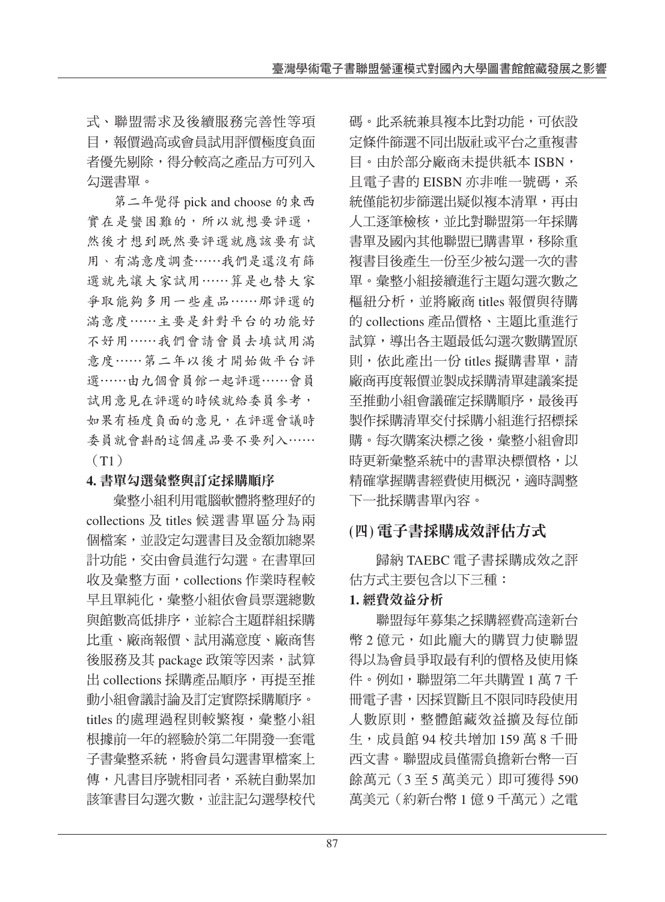式、聯盟需求及後續服務完善性等項目，報價過高或會員試用評價極度負面者優先剔除，得分較高之產品方可列入勾選書單。

第二年覺得 pick and choose 的東西實在是蠻困難的，所以就想要評選，然後才想到既然要評選就應該要有試用、有滿意度調查……我們是還沒有篩選就先讓大家試用……算是也替大家爭取能夠多用一些產品……那評選的滿意度……主要是針對平台的功能好不好用……我們會請會員去填試用滿意度……第二年以後才開始做平台評選……由九個會員館一起評選……會員試用意見在評選的時候就給委員參考，如果有極度負面的意見，在評選會議時委員就會斟酌這個產品要不要列入……（T1）

**4. 書單勾選彙整與訂定採購順序**

彙整小組利用電腦軟體將整理好的 collections 及 titles 候選書單區分為兩個檔案，並設定勾選書目及金額加總累計功能，交由會員進行勾選。在書單回收及彙整方面，collections 作業時程較早且單純化，彙整小組依會員票選總數與館數高低排序，並綜合主題群組採購比重、廠商報價、試用滿意度、廠商售後服務及其 package 政策等因素，試算出 collections 採購產品順序，再提至推動小組會議討論及訂定實際採購順序。titles 的處理過程則較繁複，彙整小組根據前一年的經驗於第二年開發一套電子書彙整系統，將會員勾選書單檔案上傳，凡書目序號相同者，系統自動累加該筆書目勾選次數，並註記勾選學校代碼。此系統兼具複本比對功能，可依設定條件篩選不同出版社或平台之重複書目。由於部分廠商未提供紙本 ISBN，且電子書的 EISBN 亦非唯一號碼，系統僅能初步篩選出疑似複本清單，再由人工逐筆檢核，並比對聯盟第一年採購書單及國內其他聯盟已購書單，移除重複書目後產生一份至少被勾選一次的書單。彙整小組接續進行主題勾選次數之樞紐分析，並將廠商 titles 報價與待購的 collections 產品價格、主題比重進行試算，導出各主題最低勾選次數購置原則，依此產出一份 titles 擬購書單，請廠商再度報價並製成採購清單建議案提至推動小組會議確定採購順序，最後再製作採購清單交付採購小組進行招標採購。每次購案決標之後，彙整小組會即時更新彙整系統中的書單決標價格，以精確掌握購書經費使用概況，適時調整下一批採購書單內容。

## (四) 電子書採購成效評估方式

歸納 TAEBC 電子書採購成效之評估方式主要包含以下三種：

**1. 經費效益分析**

聯盟每年募集之採購經費高達新台幣 2 億元，如此龐大的購買力使聯盟得以為會員爭取最有利的價格及使用條件。例如，聯盟第二年共購置 1 萬 7 千冊電子書，因採買斷且不限同時段使用人數原則，整體館藏效益擴及每位師生，成員館 94 校共增加 159 萬 8 千冊西文書。聯盟成員僅需負擔新台幣一百餘萬元（3 至 5 萬美元）即可獲得 590 萬美元（約新台幣 1 億 9 千萬元）之電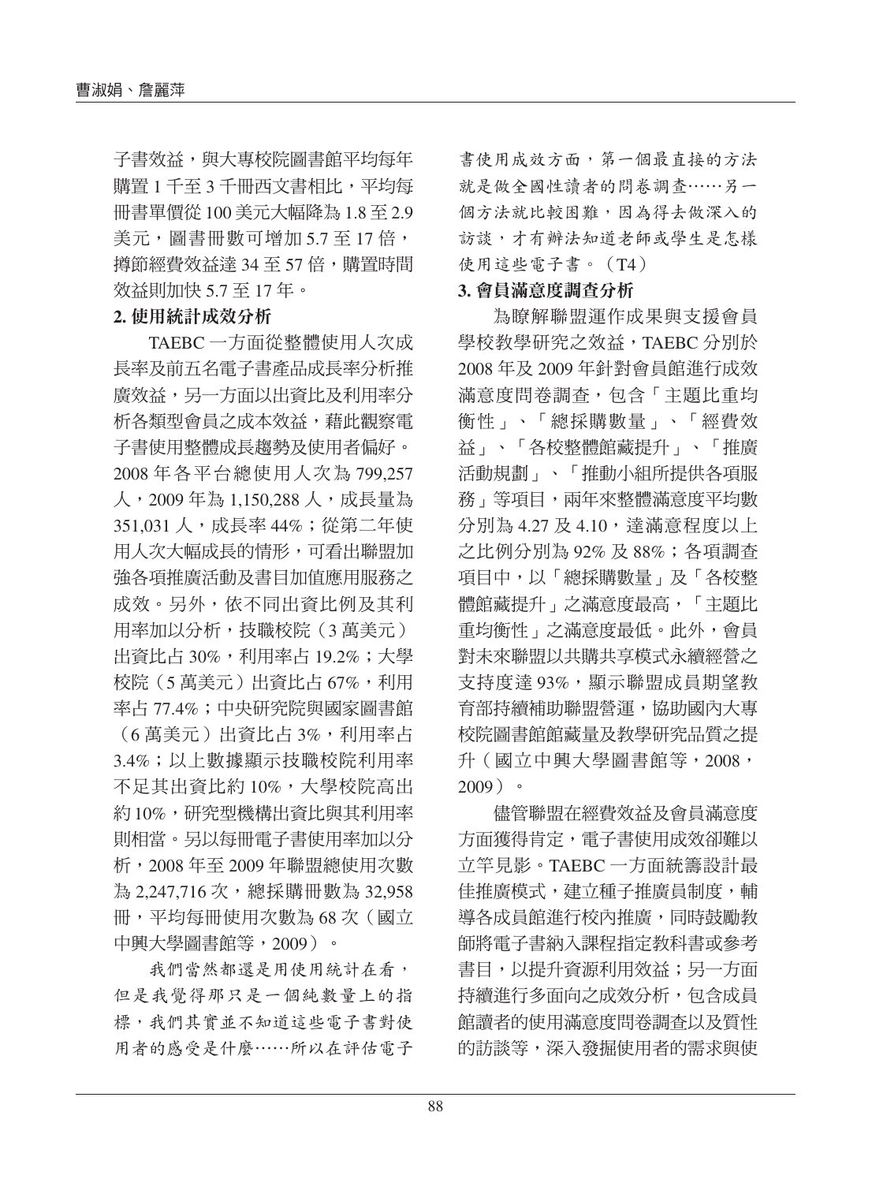子書效益，與大專校院圖書館平均每年購置 1 千至 3 千冊西文書相比，平均每冊書單價從 100 美元大幅降為 1.8 至 2.9 美元，圖書冊數可增加 5.7 至 17 倍，撙節經費效益達 34 至 57 倍，購置時間效益則加快 5.7 至 17 年。

**2. 使用統計成效分析**

TAEBC 一方面從整體使用人次成長率及前五名電子書產品成長率分析推廣效益，另一方面以出資比及利用率分析各類型會員之成本效益，藉此觀察電子書使用整體成長趨勢及使用者偏好。2008 年各平台總使用人次為 799,257 人，2009 年為 1,150,288 人，成長量為 351,031 人，成長率 44%；從第二年使用人次大幅成長的情形，可看出聯盟加強各項推廣活動及書目加值應用服務之成效。另外，依不同出資比例及其利用率加以分析，技職校院（3 萬美元）出資比占 30%，利用率占 19.2%；大學校院（5 萬美元）出資比占 67%，利用率占 77.4%；中央研究院與國家圖書館（6 萬美元）出資比占 3%，利用率占 3.4%；以上數據顯示技職校院利用率不足其出資比約 10%，大學校院高出約 10%，研究型機構出資比與其利用率則相當。另以每冊電子書使用率加以分析，2008 年至 2009 年聯盟總使用次數為 2,247,716 次，總採購冊數為 32,958 冊，平均每冊使用次數為 68 次（國立中興大學圖書館等，2009）。

> 我們當然都還是用使用統計在看，但是我覺得那只是一個純數量上的指標，我們其實並不知道這些電子書對使用者的感受是什麼……所以在評估電子書使用成效方面，第一個最直接的方法就是做全國性讀者的問卷調查……另一個方法就比較困難，因為得去做深入的訪談，才有辦法知道老師或學生是怎樣使用這些電子書。（T4）

**3. 會員滿意度調查分析**

為瞭解聯盟運作成果與支援會員學校教學研究之效益，TAEBC 分別於 2008 年及 2009 年針對會員館進行成效滿意度問卷調查，包含「主題比重均衡性」、「總採購數量」、「經費效益」、「各校整體館藏提升」、「推廣活動規劃」、「推動小組所提供各項服務」等項目，兩年來整體滿意度平均數分別為 4.27 及 4.10，達滿意程度以上之比例分別為 92% 及 88%；各項調查項目中，以「總採購數量」及「各校整體館藏提升」之滿意度最高，「主題比重均衡性」之滿意度最低。此外，會員對未來聯盟以共購共享模式永續經營之支持度達 93%，顯示聯盟成員期望教育部持續補助聯盟營運，協助國內大專校院圖書館館藏量及教學研究品質之提升（國立中興大學圖書館等，2008，2009）。

儘管聯盟在經費效益及會員滿意度方面獲得肯定，電子書使用成效卻難以立竿見影。TAEBC 一方面統籌設計最佳推廣模式，建立種子推廣員制度，輔導各成員館進行校內推廣，同時鼓勵教師將電子書納入課程指定教科書或參考書目，以提升資源利用效益；另一方面持續進行多面向之成效分析，包含成員館讀者的使用滿意度問卷調查以及質性的訪談等，深入發掘使用者的需求與使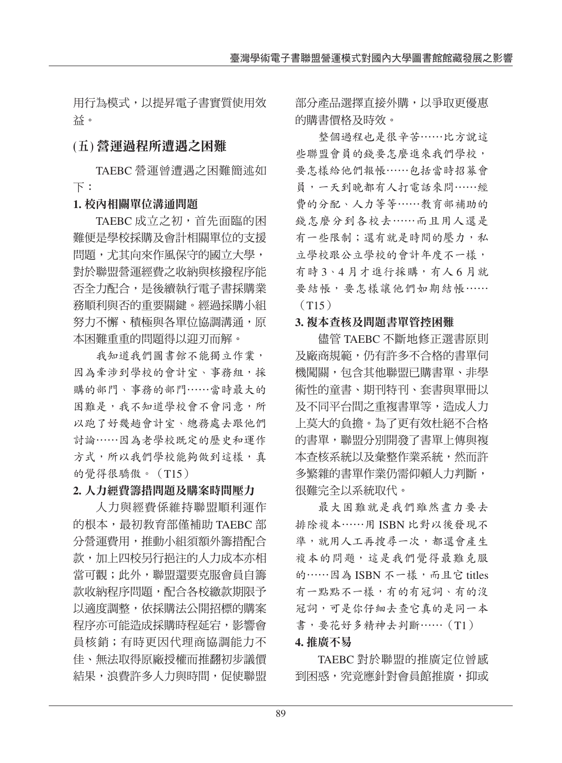用行為模式，以提昇電子書實質使用效益。

## (五) 營運過程所遭遇之困難

TAEBC 營運曾遭遇之困難簡述如下：

### 1. 校內相關單位溝通問題

TAEBC 成立之初，首先面臨的困難便是學校採購及會計相關單位的支援問題，尤其向來作風保守的國立大學，對於聯盟營運經費之收納與核撥程序能否全力配合，是後續執行電子書採購業務順利與否的重要關鍵。經過採購小組努力不懈、積極與各單位協調溝通，原本困難重重的問題得以迎刃而解。

> 我知道我們圖書館不能獨立作業，因為牽涉到學校的會計室、事務組，採購的部門、事務的部門……當時最大的困難是，我不知道學校會不會同意，所以跑了好幾趟會計室、總務處去跟他們討論……因為老學校既定的歷史和運作方式，所以我們學校能夠做到這樣，真的覺得很驕傲。（T15）

### 2. 人力經費籌措問題及購案時間壓力

人力與經費係維持聯盟順利運作的根本，最初教育部僅補助 TAEBC 部分營運費用，推動小組須額外籌措配合款，加上四校另行挹注的人力成本亦相當可觀；此外，聯盟還要克服會員自籌款收納程序問題，配合各校繳款期限予以適度調整，依採購法公開招標的購案程序亦可能造成採購時程延宕，影響會員核銷；有時更因代理商協調能力不佳、無法取得原廠授權而推翻初步議價結果，浪費許多人力與時間，促使聯盟部分產品選擇直接外購，以爭取更優惠的購書價格及時效。

> 整個過程也是很辛苦……比方說這些聯盟會員的錢要怎麼進來我們學校，要怎樣給他們報帳……包括當時招募會員，一天到晚都有人打電話來問……經費的分配、人力等等……教育部補助的錢怎麼分到各校去……而且用人還是有一些限制；還有就是時間的壓力，私立學校跟公立學校的會計年度不一樣，有時 3、4 月才進行採購，有人 6 月就要結帳，要怎樣讓他們如期結帳……（T15）

### 3. 複本查核及問題書單管控困難

儘管 TAEBC 不斷地修正選書原則及廠商規範，仍有許多不合格的書單伺機闖關，包含其他聯盟已購書單、非學術性的童書、期刊特刊、套書與單冊以及不同平台間之重複書單等，造成人力上莫大的負擔。為了更有效杜絕不合格的書單，聯盟分別開發了書單上傳與複本查核系統以及彙整作業系統，然而許多繁雜的書單作業仍需仰賴人力判斷，很難完全以系統取代。

> 最大困難就是我們雖然盡力要去排除複本……用 ISBN 比對以後發現不準，就用人工再搜尋一次，都還會產生複本的問題，這是我們覺得最難克服的……因為 ISBN 不一樣，而且它 titles 有一點點不一樣，有的有冠詞、有的沒冠詞，可是你仔細去查它真的是同一本書，要花好多精神去判斷……（T1）

### 4. 推廣不易

TAEBC 對於聯盟的推廣定位曾感到困惑，究竟應針對會員館推廣，抑或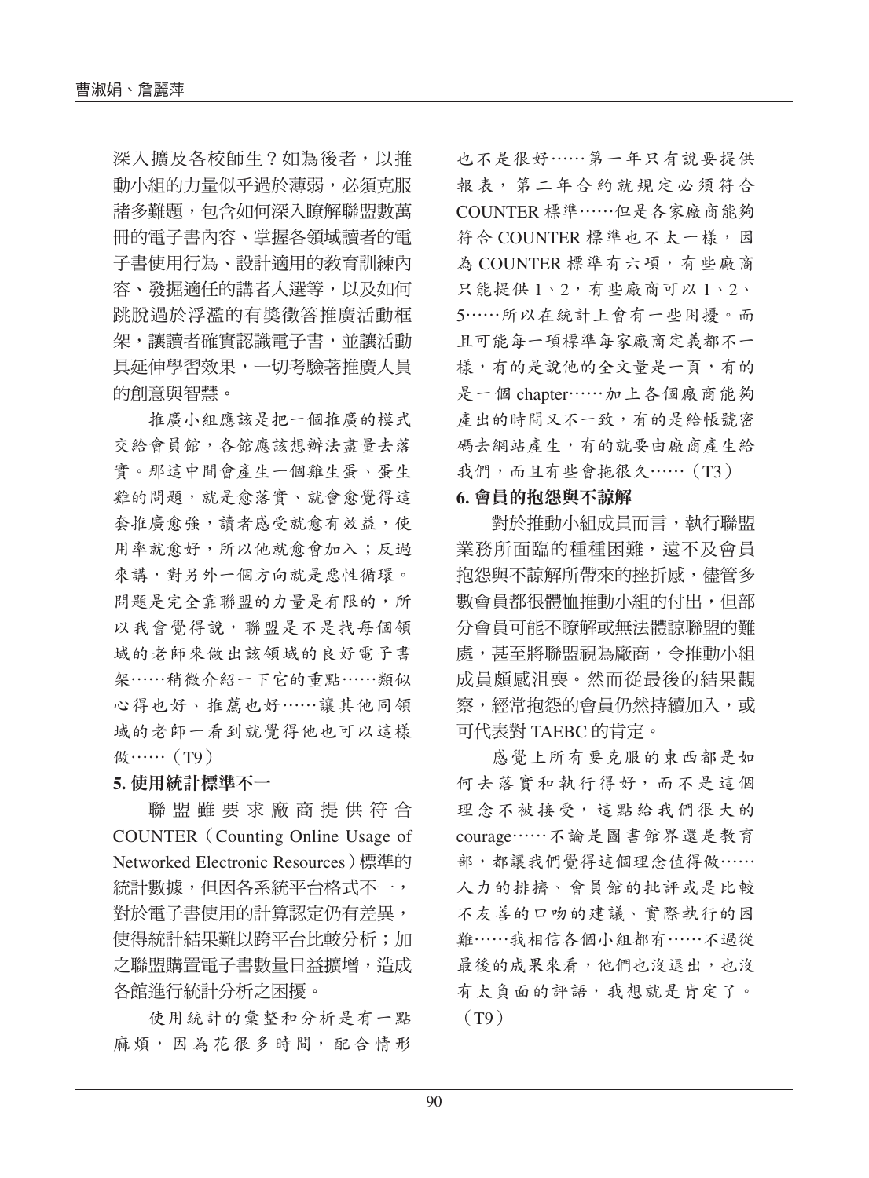深入擴及各校師生？如為後者，以推動小組的力量似乎過於薄弱，必須克服諸多難題，包含如何深入瞭解聯盟數萬冊的電子書內容、掌握各領域讀者的電子書使用行為、設計適用的教育訓練內容、發掘適任的講者人選等，以及如何跳脫過於浮濫的有獎徵答推廣活動框架，讓讀者確實認識電子書，並讓活動具延伸學習效果，一切考驗著推廣人員的創意與智慧。

推廣小組應該是把一個推廣的模式交給會員館，各館應該想辦法盡量去落實。那這中間會產生一個雞生蛋、蛋生雞的問題，就是愈落實、就會愈覺得這套推廣愈強，讀者感受就愈有效益，使用率就愈好，所以他就愈會加入；反過來講，對另外一個方向就是惡性循環。問題是完全靠聯盟的力量是有限的，所以我會覺得說，聯盟是不是找每個領域的老師來做出該領域的良好電子書架……稍微介紹一下它的重點……類似心得也好、推薦也好……讓其他同領域的老師一看到就覺得他也可以這樣做……（T9）

**5. 使用統計標準不一**

聯盟雖要求廠商提供符合COUNTER（Counting Online Usage of Networked Electronic Resources）標準的統計數據，但因各系統平台格式不一，對於電子書使用的計算認定仍有差異，使得統計結果難以跨平台比較分析；加之聯盟購置電子書數量日益擴增，造成各館進行統計分析之困擾。

使用統計的彙整和分析是有一點麻煩，因為花很多時間，配合情形也不是很好……第一年只有說要提供報表，第二年合約就規定必須符合COUNTER 標準……但是各家廠商能夠符合 COUNTER 標準也不太一樣，因為 COUNTER 標準有六項，有些廠商只能提供 1、2，有些廠商可以 1、2、5……所以在統計上會有一些困擾。而且可能每一項標準每家廠商定義都不一樣，有的是說他的全文量是一頁，有的是一個 chapter……加上各個廠商能夠產出的時間又不一致，有的是給帳號密碼去網站產生，有的就要由廠商產生給我們，而且有些會拖很久……（T3）

**6. 會員的抱怨與不諒解**

對於推動小組成員而言，執行聯盟業務所面臨的種種困難，遠不及會員抱怨與不諒解所帶來的挫折感，儘管多數會員都很體恤推動小組的付出，但部分會員可能不瞭解或無法體諒聯盟的難處，甚至將聯盟視為廠商，令推動小組成員頗感沮喪。然而從最後的結果觀察，經常抱怨的會員仍然持續加入，或可代表對 TAEBC 的肯定。

感覺上所有要克服的東西都是如何去落實和執行得好，而不是這個理念不被接受，這點給我們很大的courage……不論是圖書館界還是教育部，都讓我們覺得這個理念值得做……人力的排擠、會員館的批評或是比較不友善的口吻的建議、實際執行的困難……我相信各個小組都有……不過從最後的成果來看，他們也沒退出，也沒有太負面的評語，我想就是肯定了。（T9）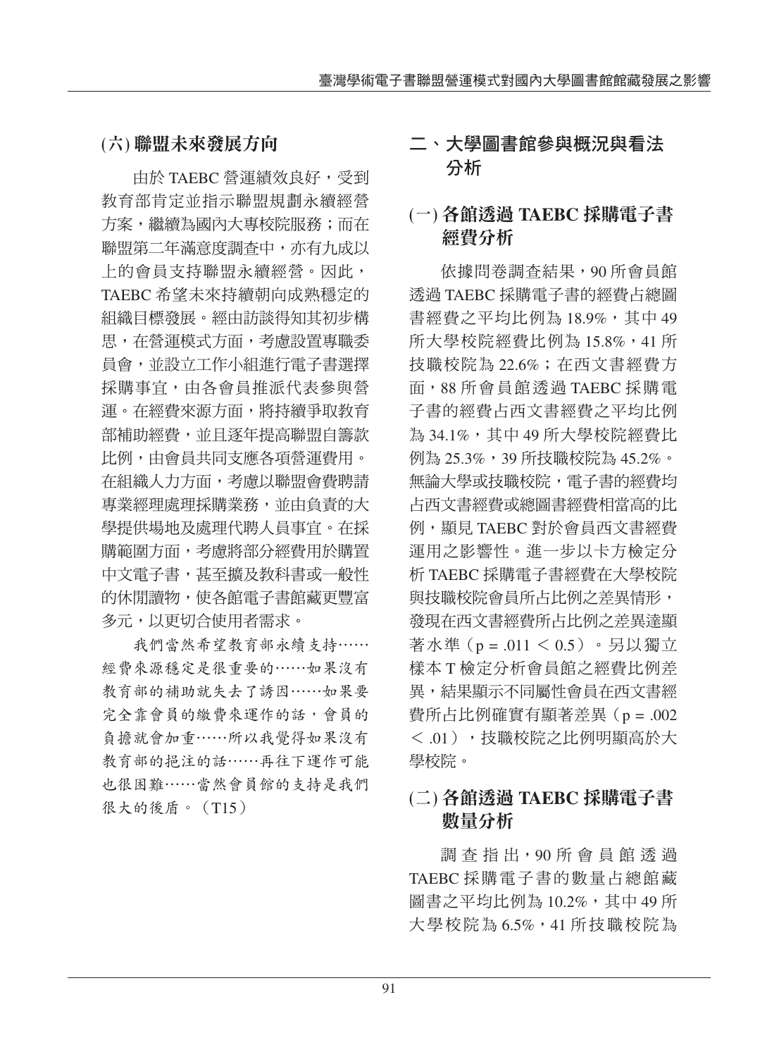### (六) 聯盟未來發展方向

由於 TAEBC 營運績效良好，受到教育部肯定並指示聯盟規劃永續經營方案，繼續為國內大專校院服務；而在聯盟第二年滿意度調查中，亦有九成以上的會員支持聯盟永續經營。因此，TAEBC 希望未來持續朝向成熟穩定的組織目標發展。經由訪談得知其初步構思，在營運模式方面，考慮設置專職委員會，並設立工作小組進行電子書選擇採購事宜，由各會員推派代表參與營運。在經費來源方面，將持續爭取教育部補助經費，並且逐年提高聯盟自籌款比例，由會員共同支應各項營運費用。在組織人力方面，考慮以聯盟會費聘請專業經理處理採購業務，並由負責的大學提供場地及處理代聘人員事宜。在採購範圍方面，考慮將部分經費用於購置中文電子書，甚至擴及教科書或一般性的休閒讀物，使各館電子書館藏更豐富多元，以更切合使用者需求。

> 我們當然希望教育部永續支持……經費來源穩定是很重要的……如果沒有教育部的補助就失去了誘因……如果要完全靠會員的繳費來運作的話，會員的負擔就會加重……所以我覺得如果沒有教育部的挹注的話……再往下運作可能也很困難……當然會員館的支持是我們很大的後盾。（T15）

## 二、大學圖書館參與概況與看法分析

### (一) 各館透過 TAEBC 採購電子書經費分析

依據問卷調查結果，90 所會員館透過 TAEBC 採購電子書的經費占總圖書經費之平均比例為 18.9%，其中 49 所大學校院經費比例為 15.8%，41 所技職校院為 22.6%；在西文書經費方面，88 所會員館透過 TAEBC 採購電子書的經費占西文書經費之平均比例為 34.1%，其中 49 所大學校院經費比例為 25.3%，39 所技職校院為 45.2%。無論大學或技職校院，電子書的經費均占西文書經費或總圖書經費相當高的比例，顯見 TAEBC 對於會員西文書經費運用之影響性。進一步以卡方檢定分析 TAEBC 採購電子書經費在大學校院與技職校院會員所占比例之差異情形，發現在西文書經費所占比例之差異達顯著水準（$p = .011 < 0.5$）。另以獨立樣本 T 檢定分析會員館之經費比例差異，結果顯示不同屬性會員在西文書經費所占比例確實有顯著差異（$p = .002 < .01$），技職校院之比例明顯高於大學校院。

### (二) 各館透過 TAEBC 採購電子書數量分析

調查指出，90 所會員館透過 TAEBC 採購電子書的數量占總館藏圖書之平均比例為 10.2%，其中 49 所大學校院為 6.5%，41 所技職校院為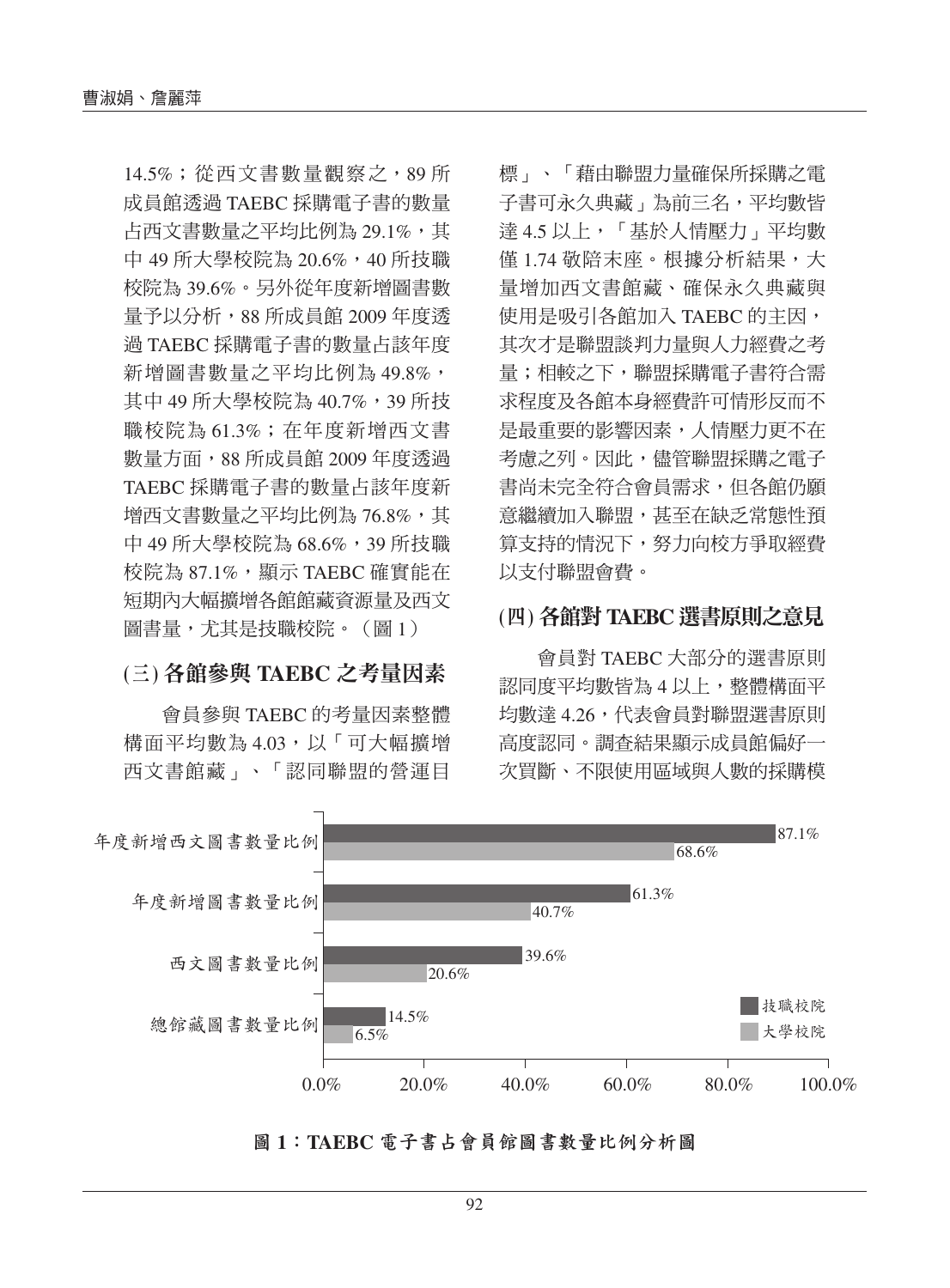14.5%；從西文書數量觀察之，89 所成員館透過 TAEBC 採購電子書的數量占西文書數量之平均比例為 29.1%，其中 49 所大學校院為 20.6%，40 所技職校院為 39.6%。另外從年度新增圖書數量予以分析，88 所成員館 2009 年度透過 TAEBC 採購電子書的數量占該年度新增圖書數量之平均比例為 49.8%，其中 49 所大學校院為 40.7%，39 所技職校院為 61.3%；在年度新增西文書數量方面，88 所成員館 2009 年度透過 TAEBC 採購電子書的數量占該年度新增西文書數量之平均比例為 76.8%，其中 49 所大學校院為 68.6%，39 所技職校院為 87.1%，顯示 TAEBC 確實能在短期內大幅擴增各館館藏資源量及西文圖書量，尤其是技職校院。（圖 1）

### (三) 各館參與 TAEBC 之考量因素

會員參與 TAEBC 的考量因素整體構面平均數為 4.03，以「可大幅擴增西文書館藏」、「認同聯盟的營運目標」、「藉由聯盟力量確保所採購之電子書可永久典藏」為前三名，平均數皆達 4.5 以上，「基於人情壓力」平均數僅 1.74 敬陪末座。根據分析結果，大量增加西文書館藏、確保永久典藏與使用是吸引各館加入 TAEBC 的主因，其次才是聯盟談判力量與人力經費之考量；相較之下，聯盟採購電子書符合需求程度及各館本身經費許可情形反而不是最重要的影響因素，人情壓力更不在考慮之列。因此，儘管聯盟採購之電子書尚未完全符合會員需求，但各館仍願意繼續加入聯盟，甚至在缺乏常態性預算支持的情況下，努力向校方爭取經費以支付聯盟會費。

### (四) 各館對 TAEBC 選書原則之意見

會員對 TAEBC 大部分的選書原則認同度平均數皆為 4 以上，整體構面平均數達 4.26，代表會員對聯盟選書原則高度認同。調查結果顯示成員館偏好一次買斷、不限使用區域與人數的採購模

| | 技職校院 | 大學校院 |
|---|---|---|
| 年度新增西文圖書數量比例 | 87.1% | 68.6% |
| 年度新增圖書數量比例 | 61.3% | 40.7% |
| 西文圖書數量比例 | 39.6% | 20.6% |
| 總館藏圖書數量比例 | 14.5% | 6.5% |

**圖 1：TAEBC 電子書占會員館圖書數量比例分析圖**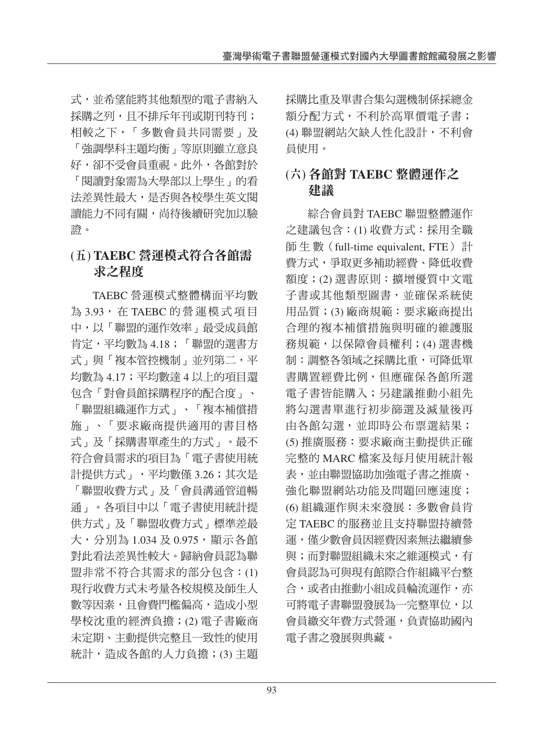式，並希望能將其他類型的電子書納入採購之列，且不排斥年刊或期刊特刊；相較之下，「多數會員共同需要」及「強調學科主題均衡」等原則雖立意良好，卻不受會員重視。此外，各館對於「閱讀對象需為大學部以上學生」的看法差異性最大，是否與各校學生英文閱讀能力不同有關，尚待後續研究加以驗證。

### (五) TAEBC 營運模式符合各館需求之程度

TAEBC 營運模式整體構面平均數為 3.93，在 TAEBC 的營運模式項目中，以「聯盟的運作效率」最受成員館肯定，平均數為 4.18；「聯盟的選書方式」與「複本管控機制」並列第二，平均數為 4.17；平均數達 4 以上的項目還包含「對會員館採購程序的配合度」、「聯盟組織運作方式」、「複本補償措施」、「要求廠商提供適用的書目格式」及「採購書單產生的方式」。最不符合會員需求的項目為「電子書使用統計提供方式」，平均數僅 3.26；其次是「聯盟收費方式」及「會員溝通管道暢通」。各項目中以「電子書使用統計提供方式」及「聯盟收費方式」標準差最大，分別為 1.034 及 0.975，顯示各館對此看法差異性較大。歸納會員認為聯盟非常不符合其需求的部分包含：(1) 現行收費方式未考量各校規模及師生人數等因素，且會費門檻偏高，造成小型學校沈重的經濟負擔；(2) 電子書廠商未定期、主動提供完整且一致性的使用統計，造成各館的人力負擔；(3) 主題採購比重及單書合集勾選機制係採總金額分配方式，不利於高單價電子書；(4) 聯盟網站欠缺人性化設計，不利會員使用。

### (六) 各館對 TAEBC 整體運作之建議

綜合會員對 TAEBC 聯盟整體運作之建議包含：(1) 收費方式：採用全職師生數（full-time equivalent, FTE）計費方式，爭取更多補助經費、降低收費額度；(2) 選書原則：擴增優質中文電子書或其他類型圖書，並確保系統使用品質；(3) 廠商規範：要求廠商提出合理的複本補償措施與明確的維護服務規範，以保障會員權利；(4) 選書機制：調整各領域之採購比重，可降低單書購置經費比例，但應確保各館所選電子書皆能購入；另建議推動小組先將勾選書單進行初步篩選及減量後再由各館勾選，並即時公布票選結果；(5) 推廣服務：要求廠商主動提供正確完整的 MARC 檔案及每月使用統計報表，並由聯盟協助加強電子書之推廣、強化聯盟網站功能及問題回應速度；(6) 組織運作與未來發展：多數會員肯定 TAEBC 的服務並且支持聯盟持續營運，僅少數會員因經費因素無法繼續參與；而對聯盟組織未來之維運模式，有會員認為可與現有館際合作組織平台整合，或者由推動小組成員輪流運作，亦可將電子書聯盟發展為一完整單位，以會員繳交年費方式營運，負責協助國內電子書之發展與典藏。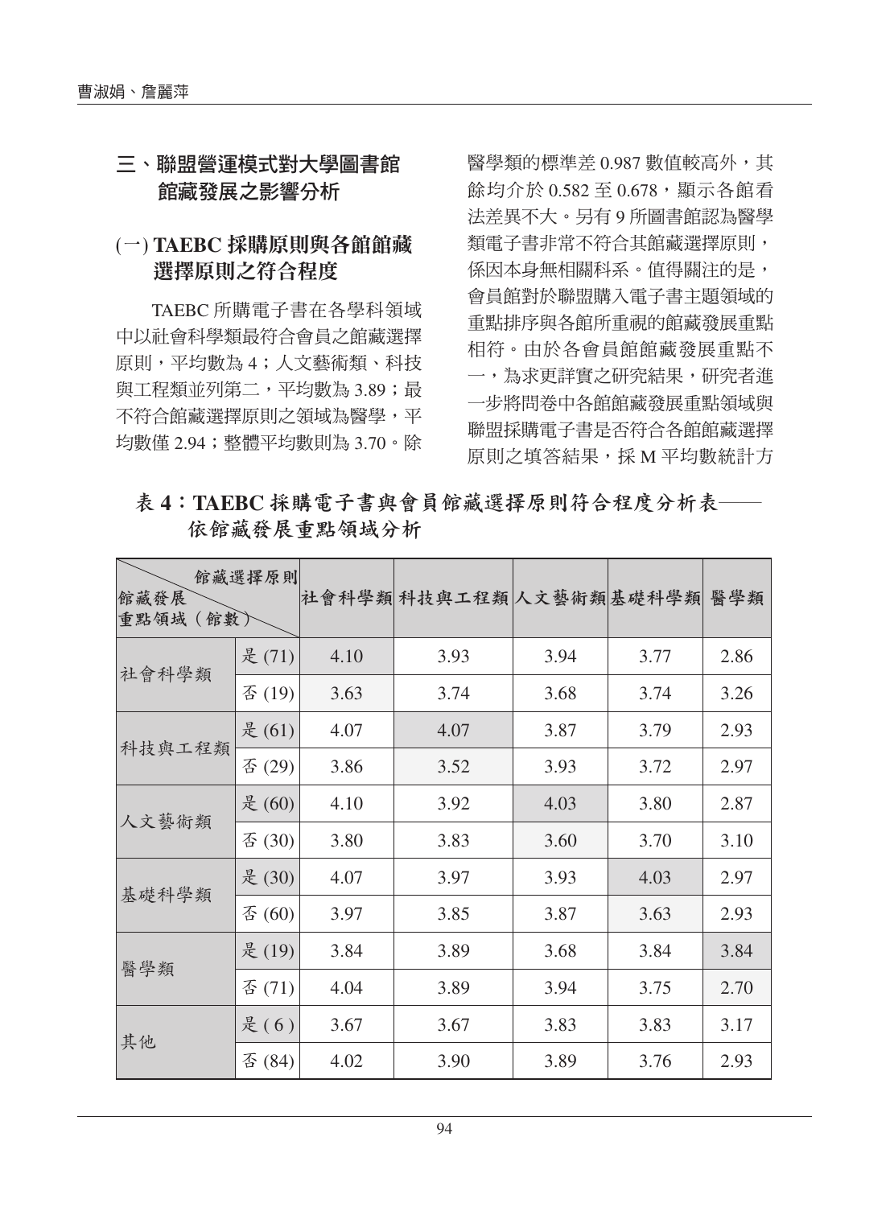## 三、聯盟營運模式對大學圖書館館藏發展之影響分析

### (一) TAEBC 採購原則與各館館藏選擇原則之符合程度

TAEBC 所購電子書在各學科領域中以社會科學類最符合會員之館藏選擇原則，平均數為 4；人文藝術類、科技與工程類並列第二，平均數為 3.89；最不符合館藏選擇原則之領域為醫學，平均數僅 2.94；整體平均數則為 3.70。除醫學類的標準差 0.987 數值較高外，其餘均介於 0.582 至 0.678，顯示各館看法差異不大。另有 9 所圖書館認為醫學類電子書非常不符合其館藏選擇原則，係因本身無相關科系。值得關注的是，會員館對於聯盟購入電子書主題領域的重點排序與各館所重視的館藏發展重點相符。由於各會員館館藏發展重點不一，為求更詳實之研究結果，研究者進一步將問卷中各館館藏發展重點領域與聯盟採購電子書是否符合各館館藏選擇原則之填答結果，採 M 平均數統計方

**表 4：TAEBC 採購電子書與會員館藏選擇原則符合程度分析表——依館藏發展重點領域分析**

| 館藏發展重點領域（館數）＼館藏選擇原則 | | 社會科學類 | 科技與工程類 | 人文藝術類 | 基礎科學類 | 醫學類 |
|---|---|---|---|---|---|---|
| 社會科學類 | 是 (71) | 4.10 | 3.93 | 3.94 | 3.77 | 2.86 |
| | 否 (19) | 3.63 | 3.74 | 3.68 | 3.74 | 3.26 |
| 科技與工程類 | 是 (61) | 4.07 | 4.07 | 3.87 | 3.79 | 2.93 |
| | 否 (29) | 3.86 | 3.52 | 3.93 | 3.72 | 2.97 |
| 人文藝術類 | 是 (60) | 4.10 | 3.92 | 4.03 | 3.80 | 2.87 |
| | 否 (30) | 3.80 | 3.83 | 3.60 | 3.70 | 3.10 |
| 基礎科學類 | 是 (30) | 4.07 | 3.97 | 3.93 | 4.03 | 2.97 |
| | 否 (60) | 3.97 | 3.85 | 3.87 | 3.63 | 2.93 |
| 醫學類 | 是 (19) | 3.84 | 3.89 | 3.68 | 3.84 | 3.84 |
| | 否 (71) | 4.04 | 3.89 | 3.94 | 3.75 | 2.70 |
| 其他 | 是 (6) | 3.67 | 3.67 | 3.83 | 3.83 | 3.17 |
| | 否 (84) | 4.02 | 3.90 | 3.89 | 3.76 | 2.93 |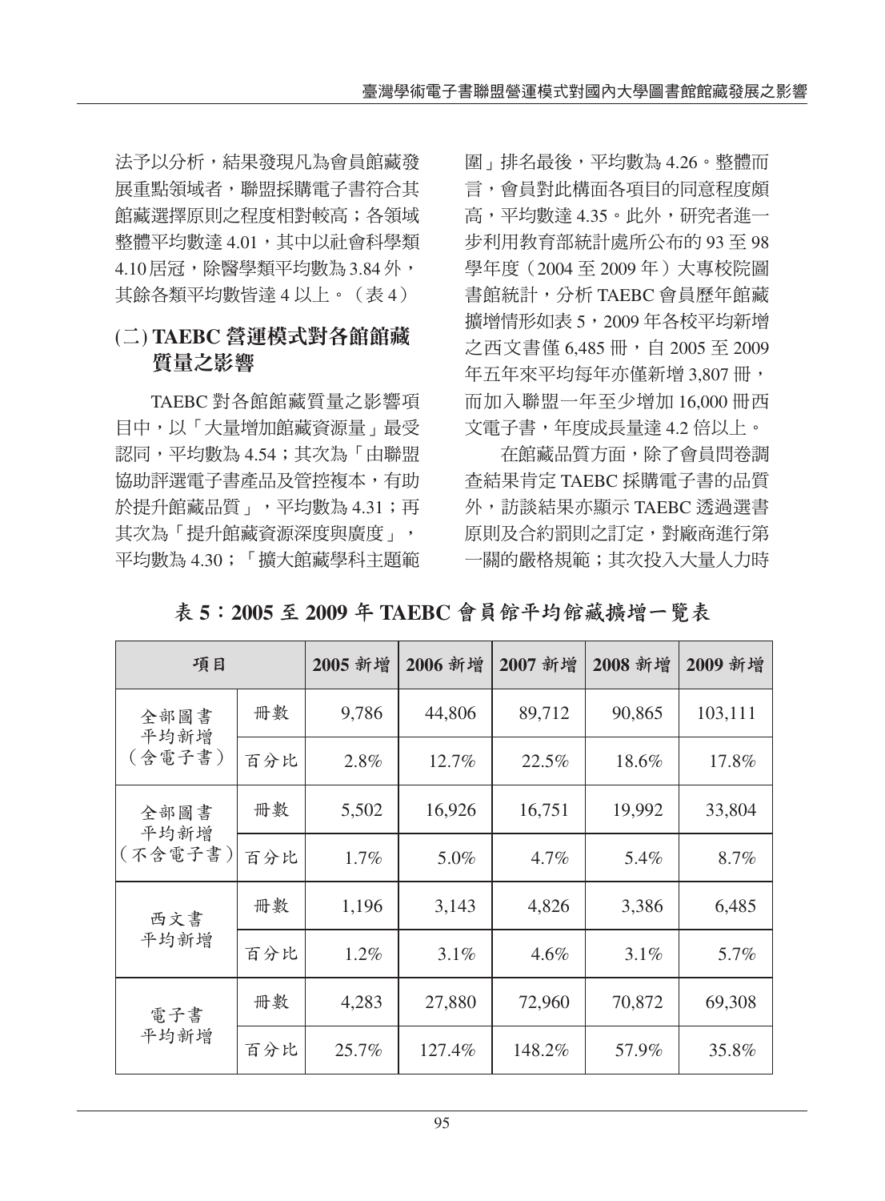法予以分析，結果發現凡為會員館藏發展重點領域者，聯盟採購電子書符合其館藏選擇原則之程度相對較高；各領域整體平均數達 4.01，其中以社會科學類 4.10 居冠，除醫學類平均數為 3.84 外，其餘各類平均數皆達 4 以上。（表 4）

## (二) TAEBC 營運模式對各館館藏質量之影響

TAEBC 對各館館藏質量之影響項目中，以「大量增加館藏資源量」最受認同，平均數為 4.54；其次為「由聯盟協助評選電子書產品及管控複本，有助於提升館藏品質」，平均數為 4.31；再其次為「提升館藏資源深度與廣度」，平均數為 4.30；「擴大館藏學科主題範圍」排名最後，平均數為 4.26。整體而言，會員對此構面各項目的同意程度頗高，平均數達 4.35。此外，研究者進一步利用教育部統計處所公布的 93 至 98 學年度（2004 至 2009 年）大專校院圖書館統計，分析 TAEBC 會員歷年館藏擴增情形如表 5，2009 年各校平均新增之西文書僅 6,485 冊，自 2005 至 2009 年五年來平均每年亦僅新增 3,807 冊，而加入聯盟一年至少增加 16,000 冊西文電子書，年度成長量達 4.2 倍以上。

在館藏品質方面，除了會員問卷調查結果肯定 TAEBC 採購電子書的品質外，訪談結果亦顯示 TAEBC 透過選書原則及合約罰則之訂定，對廠商進行第一關的嚴格規範；其次投入大量人力時

**表 5：2005 至 2009 年 TAEBC 會員館平均館藏擴增一覽表**

| 項目 | | 2005 新增 | 2006 新增 | 2007 新增 | 2008 新增 | 2009 新增 |
|---|---|---|---|---|---|---|
| 全部圖書平均新增（含電子書） | 冊數 | 9,786 | 44,806 | 89,712 | 90,865 | 103,111 |
| | 百分比 | 2.8% | 12.7% | 22.5% | 18.6% | 17.8% |
| 全部圖書平均新增（不含電子書） | 冊數 | 5,502 | 16,926 | 16,751 | 19,992 | 33,804 |
| | 百分比 | 1.7% | 5.0% | 4.7% | 5.4% | 8.7% |
| 西文書平均新增 | 冊數 | 1,196 | 3,143 | 4,826 | 3,386 | 6,485 |
| | 百分比 | 1.2% | 3.1% | 4.6% | 3.1% | 5.7% |
| 電子書平均新增 | 冊數 | 4,283 | 27,880 | 72,960 | 70,872 | 69,308 |
| | 百分比 | 25.7% | 127.4% | 148.2% | 57.9% | 35.8% |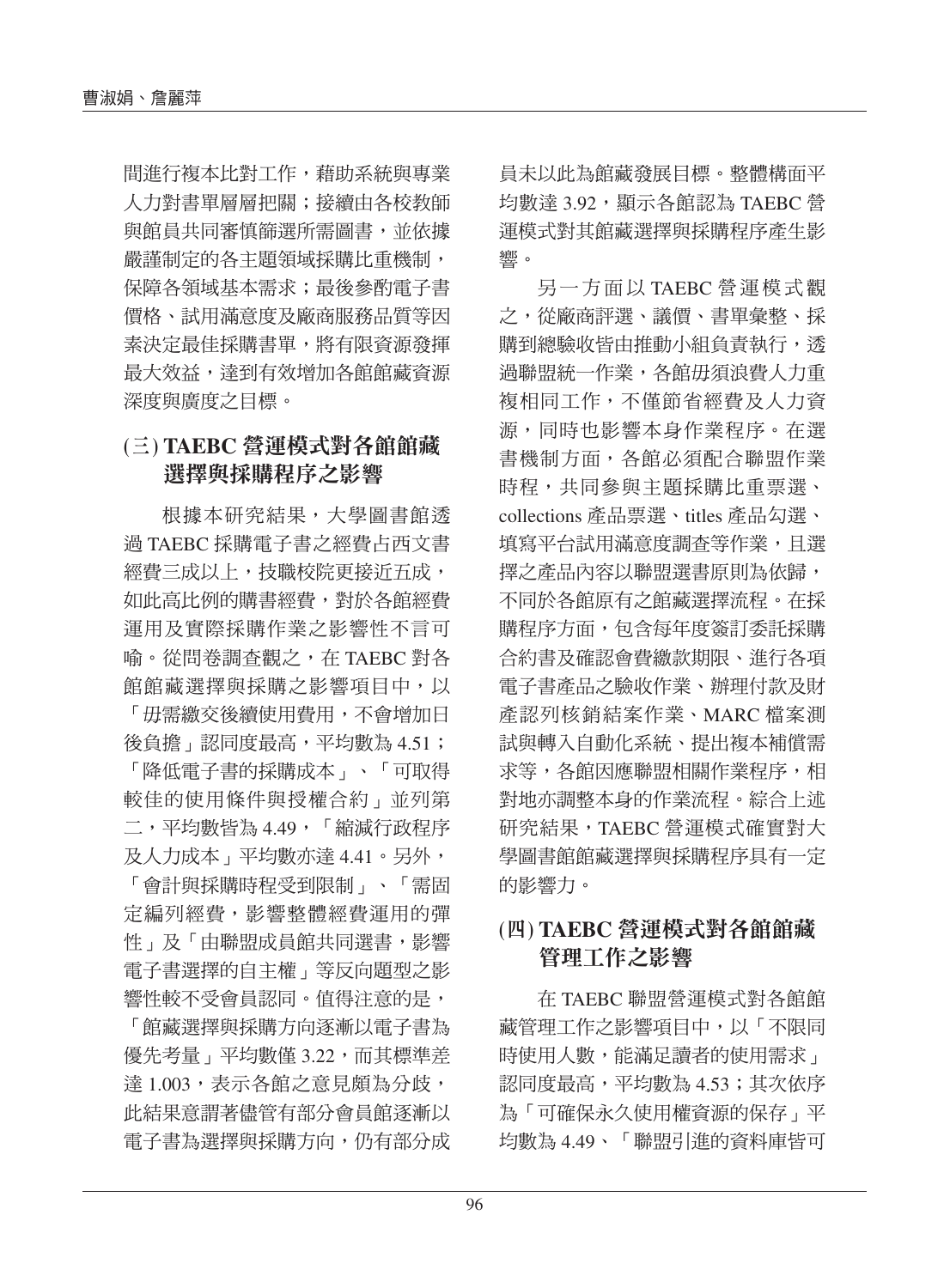間進行複本比對工作，藉助系統與專業人力對書單層層把關；接續由各校教師與館員共同審慎篩選所需圖書，並依據嚴謹制定的各主題領域採購比重機制，保障各領域基本需求；最後參酌電子書價格、試用滿意度及廠商服務品質等因素決定最佳採購書單，將有限資源發揮最大效益，達到有效增加各館館藏資源深度與廣度之目標。

### (三) TAEBC 營運模式對各館館藏選擇與採購程序之影響

根據本研究結果，大學圖書館透過 TAEBC 採購電子書之經費占西文書經費三成以上，技職校院更接近五成，如此高比例的購書經費，對於各館經費運用及實際採購作業之影響性不言可喻。從問卷調查觀之，在 TAEBC 對各館館藏選擇與採購之影響項目中，以「毋需繳交後續使用費用，不會增加日後負擔」認同度最高，平均數為 4.51；「降低電子書的採購成本」、「可取得較佳的使用條件與授權合約」並列第二，平均數皆為 4.49，「縮減行政程序及人力成本」平均數亦達 4.41。另外，「會計與採購時程受到限制」、「需固定編列經費，影響整體經費運用的彈性」及「由聯盟成員館共同選書，影響電子書選擇的自主權」等反向題型之影響性較不受會員認同。值得注意的是，「館藏選擇與採購方向逐漸以電子書為優先考量」平均數僅 3.22，而其標準差達 1.003，表示各館之意見頗為分歧，此結果意謂著儘管有部分會員館逐漸以電子書為選擇與採購方向，仍有部分成員未以此為館藏發展目標。整體構面平均數達 3.92，顯示各館認為 TAEBC 營運模式對其館藏選擇與採購程序產生影響。

另一方面以 TAEBC 營運模式觀之，從廠商評選、議價、書單彙整、採購到總驗收皆由推動小組負責執行，透過聯盟統一作業，各館毋須浪費人力重複相同工作，不僅節省經費及人力資源，同時也影響本身作業程序。在選書機制方面，各館必須配合聯盟作業時程，共同參與主題採購比重票選、collections 產品票選、titles 產品勾選、填寫平台試用滿意度調查等作業，且選擇之產品內容以聯盟選書原則為依歸，不同於各館原有之館藏選擇流程。在採購程序方面，包含每年度簽訂委託採購合約書及確認會費繳款期限、進行各項電子書產品之驗收作業、辦理付款及財產認列核銷結案作業、MARC 檔案測試與轉入自動化系統、提出複本補償需求等，各館因應聯盟相關作業程序，相對地亦調整本身的作業流程。綜合上述研究結果，TAEBC 營運模式確實對大學圖書館館藏選擇與採購程序具有一定的影響力。

### (四) TAEBC 營運模式對各館館藏管理工作之影響

在 TAEBC 聯盟營運模式對各館館藏管理工作之影響項目中，以「不限同時使用人數，能滿足讀者的使用需求」認同度最高，平均數為 4.53；其次依序為「可確保永久使用權資源的保存」平均數為 4.49、「聯盟引進的資料庫皆可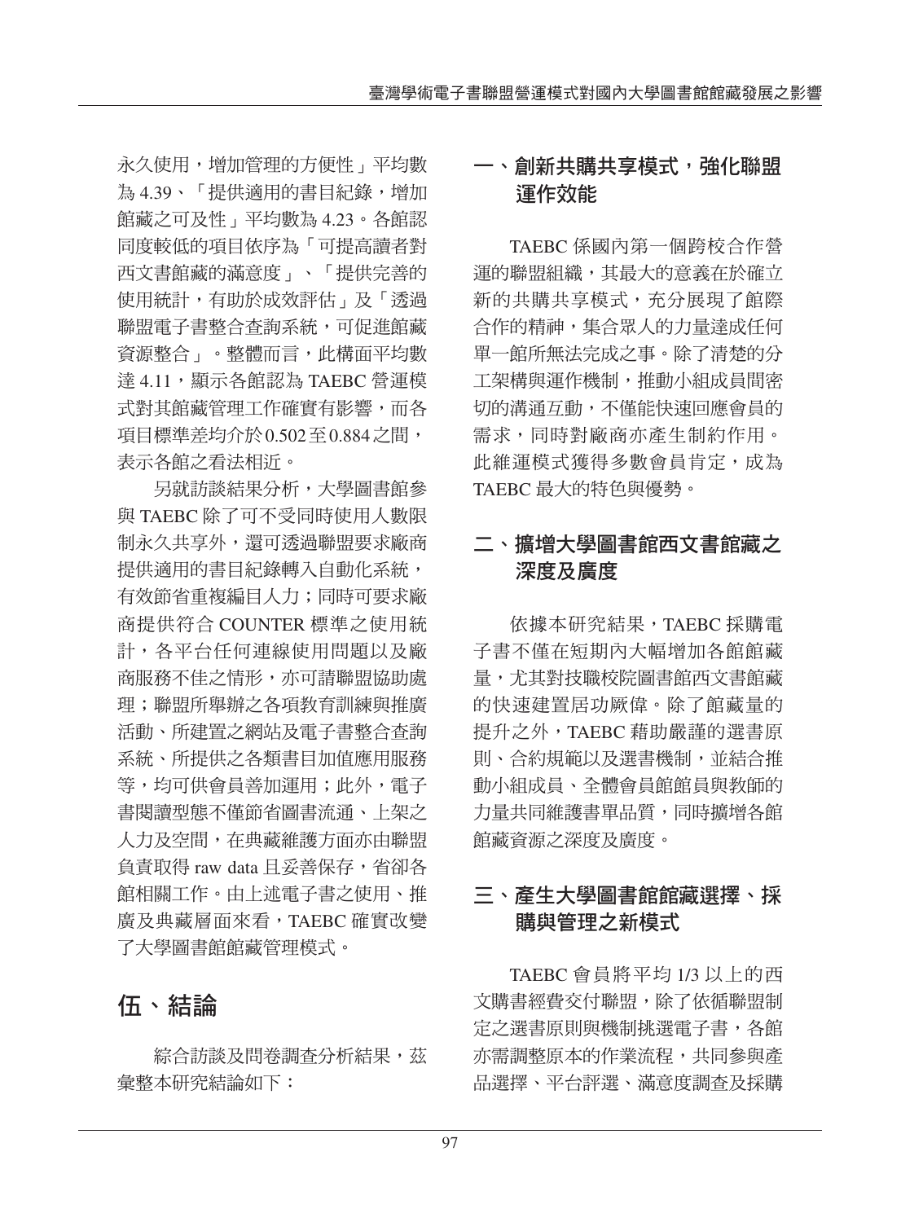永久使用，增加管理的方便性」平均數為 4.39、「提供適用的書目紀錄，增加館藏之可及性」平均數為 4.23。各館認同度較低的項目依序為「可提高讀者對西文書館藏的滿意度」、「提供完善的使用統計，有助於成效評估」及「透過聯盟電子書整合查詢系統，可促進館藏資源整合」。整體而言，此構面平均數達 4.11，顯示各館認為 TAEBC 營運模式對其館藏管理工作確實有影響，而各項目標準差均介於 0.502 至 0.884 之間，表示各館之看法相近。

另就訪談結果分析，大學圖書館參與 TAEBC 除了可不受同時使用人數限制永久共享外，還可透過聯盟要求廠商提供適用的書目紀錄轉入自動化系統，有效節省重複編目人力；同時可要求廠商提供符合 COUNTER 標準之使用統計，各平台任何連線使用問題以及廠商服務不佳之情形，亦可請聯盟協助處理；聯盟所舉辦之各項教育訓練與推廣活動、所建置之網站及電子書整合查詢系統、所提供之各類書目加值應用服務等，均可供會員善加運用；此外，電子書閱讀型態不僅節省圖書流通、上架之人力及空間，在典藏維護方面亦由聯盟負責取得 raw data 且妥善保存，省卻各館相關工作。由上述電子書之使用、推廣及典藏層面來看，TAEBC 確實改變了大學圖書館館藏管理模式。

# 伍、結論

綜合訪談及問卷調查分析結果，茲彙整本研究結論如下：

## 一、創新共購共享模式，強化聯盟運作效能

TAEBC 係國內第一個跨校合作營運的聯盟組織，其最大的意義在於確立新的共購共享模式，充分展現了館際合作的精神，集合眾人的力量達成任何單一館所無法完成之事。除了清楚的分工架構與運作機制，推動小組成員間密切的溝通互動，不僅能快速回應會員的需求，同時對廠商亦產生制約作用。此維運模式獲得多數會員肯定，成為 TAEBC 最大的特色與優勢。

## 二、擴增大學圖書館西文書館藏之深度及廣度

依據本研究結果，TAEBC 採購電子書不僅在短期內大幅增加各館館藏量，尤其對技職校院圖書館西文書館藏的快速建置居功厥偉。除了館藏量的提升之外，TAEBC 藉助嚴謹的選書原則、合約規範以及選書機制，並結合推動小組成員、全體會員館館員與教師的力量共同維護書單品質，同時擴增各館館藏資源之深度及廣度。

## 三、產生大學圖書館館藏選擇、採購與管理之新模式

TAEBC 會員將平均 1/3 以上的西文購書經費交付聯盟，除了依循聯盟制定之選書原則與機制挑選電子書，各館亦需調整原本的作業流程，共同參與產品選擇、平台評選、滿意度調查及採購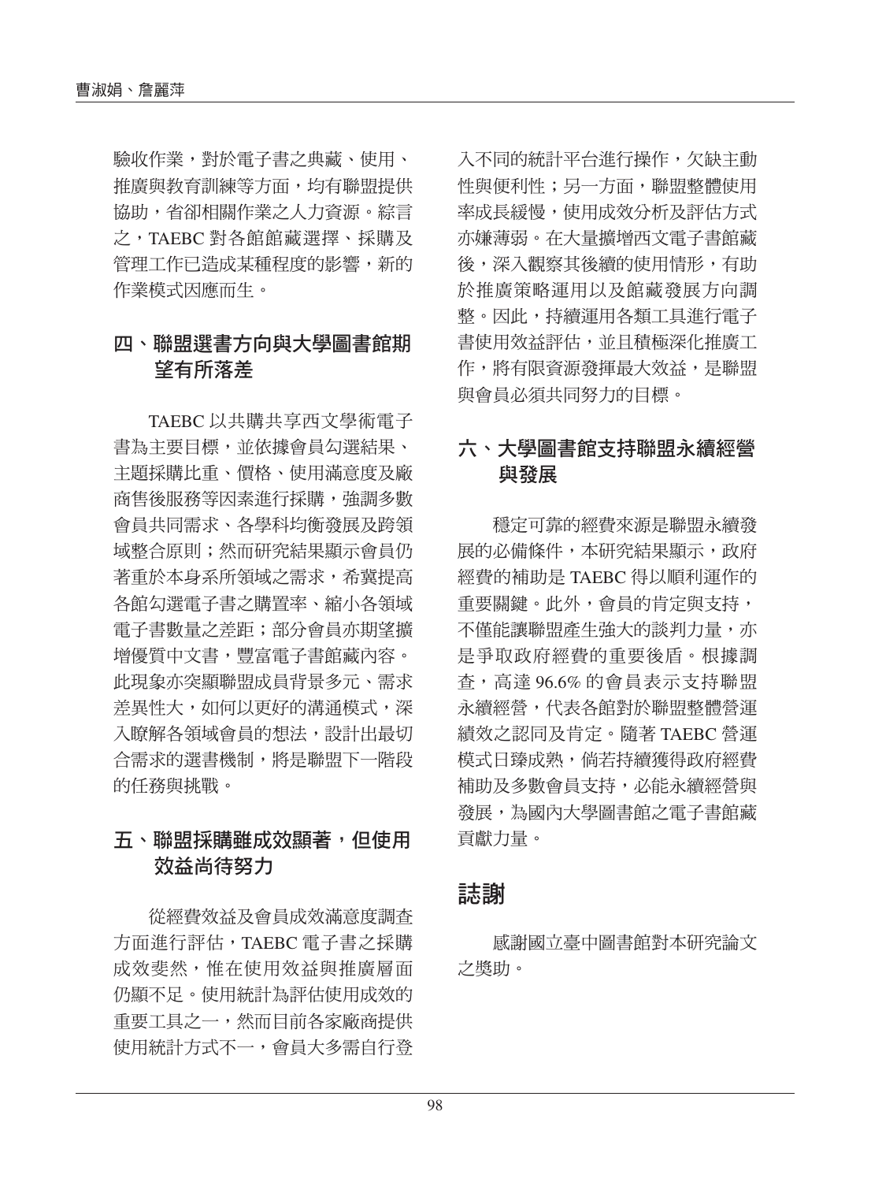驗收作業，對於電子書之典藏、使用、推廣與教育訓練等方面，均有聯盟提供協助，省卻相關作業之人力資源。綜言之，TAEBC 對各館館藏選擇、採購及管理工作已造成某種程度的影響，新的作業模式因應而生。

## 四、聯盟選書方向與大學圖書館期望有所落差

TAEBC 以共購共享西文學術電子書為主要目標，並依據會員勾選結果、主題採購比重、價格、使用滿意度及廠商售後服務等因素進行採購，強調多數會員共同需求、各學科均衡發展及跨領域整合原則；然而研究結果顯示會員仍著重於本身系所領域之需求，希冀提高各館勾選電子書之購置率、縮小各領域電子書數量之差距；部分會員亦期望擴增優質中文書，豐富電子書館藏內容。此現象亦突顯聯盟成員背景多元、需求差異性大，如何以更好的溝通模式，深入瞭解各領域會員的想法，設計出最切合需求的選書機制，將是聯盟下一階段的任務與挑戰。

## 五、聯盟採購雖成效顯著，但使用效益尚待努力

從經費效益及會員成效滿意度調查方面進行評估，TAEBC 電子書之採購成效斐然，惟在使用效益與推廣層面仍顯不足。使用統計為評估使用成效的重要工具之一，然而目前各家廠商提供使用統計方式不一，會員大多需自行登入不同的統計平台進行操作，欠缺主動性與便利性；另一方面，聯盟整體使用率成長緩慢，使用成效分析及評估方式亦嫌薄弱。在大量擴增西文電子書館藏後，深入觀察其後續的使用情形，有助於推廣策略運用以及館藏發展方向調整。因此，持續運用各類工具進行電子書使用效益評估，並且積極深化推廣工作，將有限資源發揮最大效益，是聯盟與會員必須共同努力的目標。

## 六、大學圖書館支持聯盟永續經營與發展

穩定可靠的經費來源是聯盟永續發展的必備條件，本研究結果顯示，政府經費的補助是 TAEBC 得以順利運作的重要關鍵。此外，會員的肯定與支持，不僅能讓聯盟產生強大的談判力量，亦是爭取政府經費的重要後盾。根據調查，高達 96.6% 的會員表示支持聯盟永續經營，代表各館對於聯盟整體營運績效之認同及肯定。隨著 TAEBC 營運模式日臻成熟，倘若持續獲得政府經費補助及多數會員支持，必能永續經營與發展，為國內大學圖書館之電子書館藏貢獻力量。

# 誌謝

感謝國立臺中圖書館對本研究論文之獎助。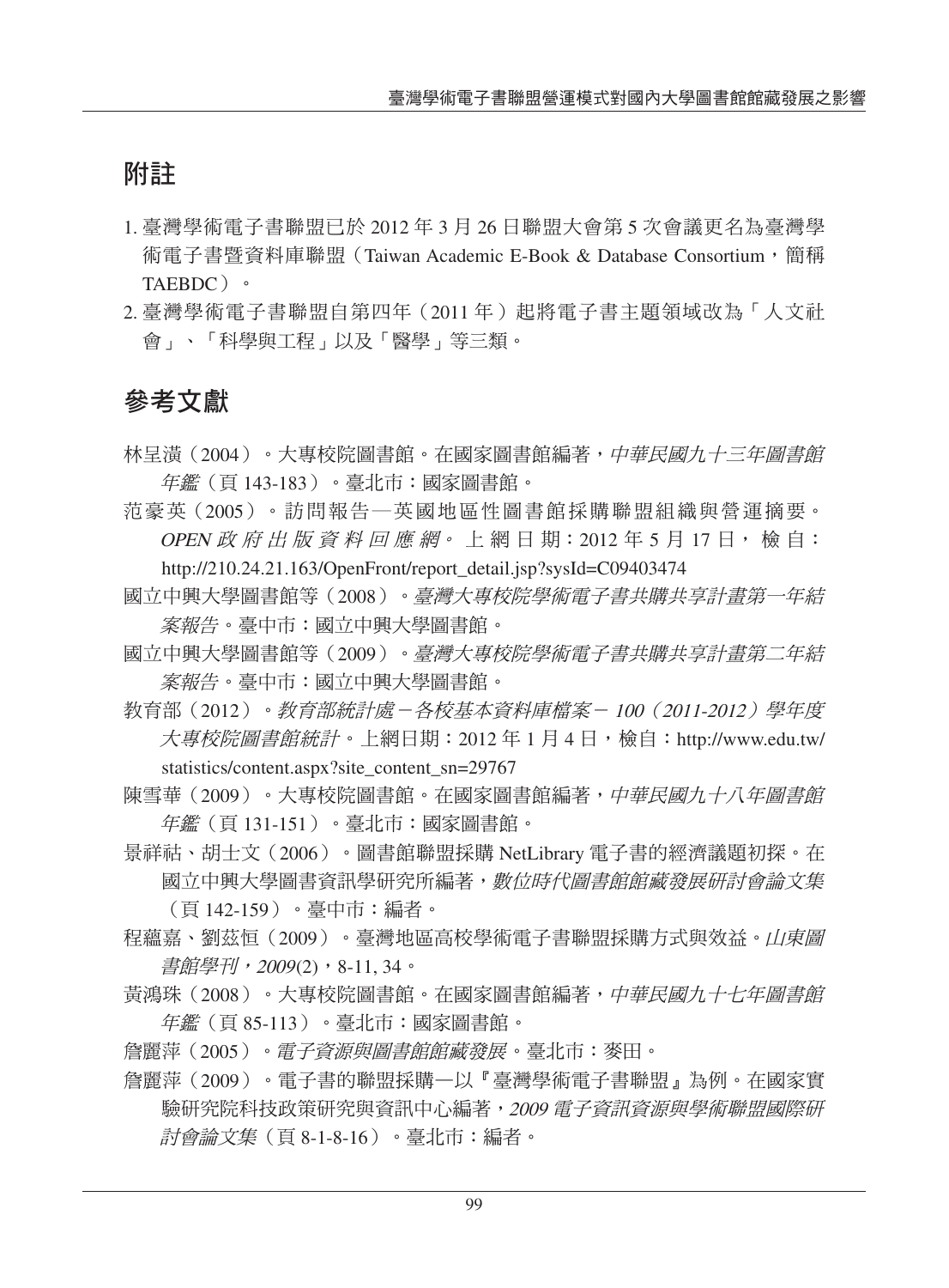## 附註

1. 臺灣學術電子書聯盟已於 2012 年 3 月 26 日聯盟大會第 5 次會議更名為臺灣學術電子書暨資料庫聯盟（Taiwan Academic E-Book & Database Consortium，簡稱 TAEBDC）。
2. 臺灣學術電子書聯盟自第四年（2011 年）起將電子書主題領域改為「人文社會」、「科學與工程」以及「醫學」等三類。

## 參考文獻

林呈潢（2004）。大專校院圖書館。在國家圖書館編著，*中華民國九十三年圖書館年鑑*（頁 143-183）。臺北市：國家圖書館。

范豪英（2005）。訪問報告—英國地區性圖書館採購聯盟組織與營運摘要。*OPEN 政府出版資料回應網*。上網日期：2012 年 5 月 17 日，檢自：http://210.24.21.163/OpenFront/report_detail.jsp?sysId=C09403474

國立中興大學圖書館等（2008）。*臺灣大專校院學術電子書共購共享計畫第一年結案報告*。臺中市：國立中興大學圖書館。

國立中興大學圖書館等（2009）。*臺灣大專校院學術電子書共購共享計畫第二年結案報告*。臺中市：國立中興大學圖書館。

教育部（2012）。*教育部統計處－各校基本資料庫檔案－ 100（2011-2012）學年度大專校院圖書館統計*。上網日期：2012 年 1 月 4 日，檢自：http://www.edu.tw/statistics/content.aspx?site_content_sn=29767

陳雪華（2009）。大專校院圖書館。在國家圖書館編著，*中華民國九十八年圖書館年鑑*（頁 131-151）。臺北市：國家圖書館。

景祥祜、胡士文（2006）。圖書館聯盟採購 NetLibrary 電子書的經濟議題初探。在國立中興大學圖書資訊學研究所編著，*數位時代圖書館館藏發展研討會論文集*（頁 142-159）。臺中市：編者。

程蘊嘉、劉茲恒（2009）。臺灣地區高校學術電子書聯盟採購方式與效益。*山東圖書館學刊，2009*(2)，8-11, 34。

黃鴻珠（2008）。大專校院圖書館。在國家圖書館編著，*中華民國九十七年圖書館年鑑*（頁 85-113）。臺北市：國家圖書館。

詹麗萍（2005）。*電子資源與圖書館館藏發展*。臺北市：麥田。

詹麗萍（2009）。電子書的聯盟採購—以『臺灣學術電子書聯盟』為例。在國家實驗研究院科技政策研究與資訊中心編著，*2009 電子資訊資源與學術聯盟國際研討會論文集*（頁 8-1-8-16）。臺北市：編者。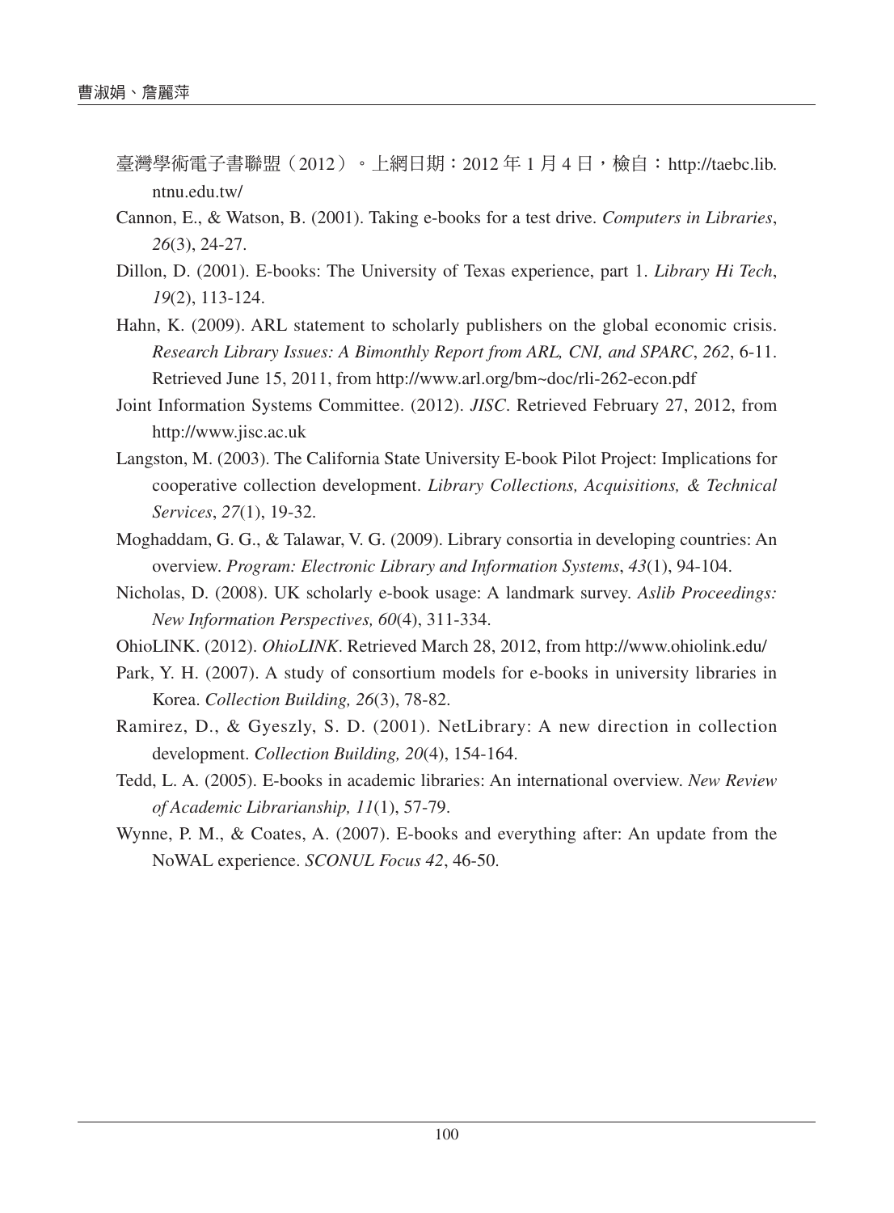臺灣學術電子書聯盟（2012）。上網日期：2012 年 1 月 4 日，檢自：http://taebc.lib.ntnu.edu.tw/

Cannon, E., & Watson, B. (2001). Taking e-books for a test drive. *Computers in Libraries*, *26*(3), 24-27.

Dillon, D. (2001). E-books: The University of Texas experience, part 1. *Library Hi Tech*, *19*(2), 113-124.

Hahn, K. (2009). ARL statement to scholarly publishers on the global economic crisis. *Research Library Issues: A Bimonthly Report from ARL, CNI, and SPARC*, *262*, 6-11. Retrieved June 15, 2011, from http://www.arl.org/bm~doc/rli-262-econ.pdf

Joint Information Systems Committee. (2012). *JISC*. Retrieved February 27, 2012, from http://www.jisc.ac.uk

Langston, M. (2003). The California State University E-book Pilot Project: Implications for cooperative collection development. *Library Collections, Acquisitions, & Technical Services*, *27*(1), 19-32.

Moghaddam, G. G., & Talawar, V. G. (2009). Library consortia in developing countries: An overview. *Program: Electronic Library and Information Systems*, *43*(1), 94-104.

Nicholas, D. (2008). UK scholarly e-book usage: A landmark survey. *Aslib Proceedings: New Information Perspectives, 60*(4), 311-334.

OhioLINK. (2012). *OhioLINK*. Retrieved March 28, 2012, from http://www.ohiolink.edu/

Park, Y. H. (2007). A study of consortium models for e-books in university libraries in Korea. *Collection Building, 26*(3), 78-82.

Ramirez, D., & Gyeszly, S. D. (2001). NetLibrary: A new direction in collection development. *Collection Building, 20*(4), 154-164.

Tedd, L. A. (2005). E-books in academic libraries: An international overview. *New Review of Academic Librarianship, 11*(1), 57-79.

Wynne, P. M., & Coates, A. (2007). E-books and everything after: An update from the NoWAL experience. *SCONUL Focus 42*, 46-50.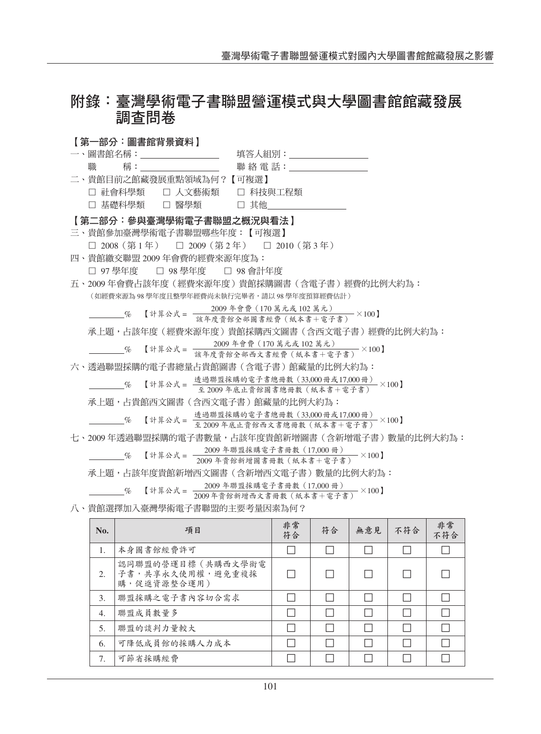# 附錄：臺灣學術電子書聯盟營運模式與大學圖書館館藏發展調查問卷

**【第一部分：圖書館背景資料】**

一、圖書館名稱：＿＿＿＿＿＿＿＿　填答人組別：＿＿＿＿＿＿＿＿

　　職　　稱：＿＿＿＿＿＿＿＿　聯 絡 電 話：＿＿＿＿＿＿＿＿

二、貴館目前之館藏發展重點領域為何？【可複選】

　　□ 社會科學類　□ 人文藝術類　□ 科技與工程類

　　□ 基礎科學類　□ 醫學類　□ 其他＿＿＿＿＿＿＿＿

**【第二部分：參與臺灣學術電子書聯盟之概況與看法】**

三、貴館參加臺灣學術電子書聯盟哪些年度：【可複選】

　　□ 2008（第 1 年）　□ 2009（第 2 年）　□ 2010（第 3 年）

四、貴館繳交聯盟 2009 年會費的經費來源年度為：

　　□ 97 學年度　□ 98 學年度　□ 98 會計年度

五、2009 年會費占該年度（經費來源年度）貴館採購圖書（含電子書）經費的比例大約為：

（如經費來源為 98 學年度且整學年經費尚未執行完畢者，請以 98 學年度預算經費估計）

＿＿＿＿% 【計算公式 = $\frac{\text{2009 年會費（170 萬元或 102 萬元）}}{\text{該年度貴館全部圖書經費（紙本書＋電子書）}} \times 100$】

承上題，占該年度（經費來源年度）貴館採購西文圖書（含西文電子書）經費的比例大約為：

＿＿＿＿% 【計算公式 = $\frac{\text{2009 年會費（170 萬元或 102 萬元）}}{\text{該年度貴館全部西文書經費（紙本書＋電子書）}} \times 100$】

六、透過聯盟採購的電子書總量占貴館圖書（含電子書）館藏量的比例大約為：

＿＿＿＿% 【計算公式 = $\frac{\text{透過聯盟採購的電子書總冊數（33,000 冊或 17,000 冊）}}{\text{至 2009 年底止貴館圖書總冊數（紙本書＋電子書）}} \times 100$】

承上題，占貴館西文圖書（含西文電子書）館藏量的比例大約為：

＿＿＿＿% 【計算公式 = $\frac{\text{透過聯盟採購的電子書總冊數（33,000 冊或 17,000 冊）}}{\text{至 2009 年底止貴館西文書總冊數（紙本書＋電子書）}} \times 100$】

七、2009 年透過聯盟採購的電子書數量，占該年度貴館新增圖書（含新增電子書）數量的比例大約為：

＿＿＿＿% 【計算公式 = $\frac{\text{2009 年聯盟採購電子書冊數（17,000 冊）}}{\text{2009 年貴館新增圖書冊數（紙本書＋電子書）}} \times 100$】

承上題，占該年度貴館新增西文圖書（含新增西文電子書）數量的比例大約為：

＿＿＿＿% 【計算公式 = $\frac{\text{2009 年聯盟採購電子書冊數（17,000 冊）}}{\text{2009 年貴館新增西文書冊數（紙本書＋電子書）}} \times 100$】

八、貴館選擇加入臺灣學術電子書聯盟的主要考量因素為何？

| No. | 項目 | 非常符合 | 符合 | 無意見 | 不符合 | 非常不符合 |
|---|---|---|---|---|---|---|
| 1. | 本身圖書館經費許可 | □ | □ | □ | □ | □ |
| 2. | 認同聯盟的營運目標（共購西文學術電子書，共享永久使用權，避免重複採購，促進資源整合運用） | □ | □ | □ | □ | □ |
| 3. | 聯盟採購之電子書內容切合需求 | □ | □ | □ | □ | □ |
| 4. | 聯盟成員數量多 | □ | □ | □ | □ | □ |
| 5. | 聯盟的談判力量較大 | □ | □ | □ | □ | □ |
| 6. | 可降低成員館的採購人力成本 | □ | □ | □ | □ | □ |
| 7. | 可節省採購經費 | □ | □ | □ | □ | □ |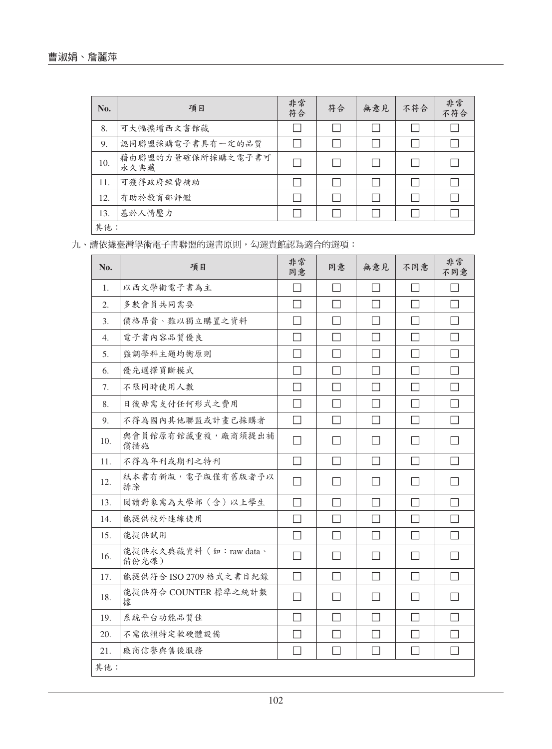| No. | 項目 | 非常符合 | 符合 | 無意見 | 不符合 | 非常不符合 |
|---|---|---|---|---|---|---|
| 8. | 可大幅擴增西文書館藏 | ☐ | ☐ | ☐ | ☐ | ☐ |
| 9. | 認同聯盟採購電子書具有一定的品質 | ☐ | ☐ | ☐ | ☐ | ☐ |
| 10. | 藉由聯盟的力量確保所採購之電子書可永久典藏 | ☐ | ☐ | ☐ | ☐ | ☐ |
| 11. | 可獲得政府經費補助 | ☐ | ☐ | ☐ | ☐ | ☐ |
| 12. | 有助於教育部評鑑 | ☐ | ☐ | ☐ | ☐ | ☐ |
| 13. | 基於人情壓力 | ☐ | ☐ | ☐ | ☐ | ☐ |
| 其他： | | | | | | |

九、請依據臺灣學術電子書聯盟的選書原則，勾選貴館認為適合的選項：

| No. | 項目 | 非常同意 | 同意 | 無意見 | 不同意 | 非常不同意 |
|---|---|---|---|---|---|---|
| 1. | 以西文學術電子書為主 | ☐ | ☐ | ☐ | ☐ | ☐ |
| 2. | 多數會員共同需要 | ☐ | ☐ | ☐ | ☐ | ☐ |
| 3. | 價格昂貴、難以獨立購置之資料 | ☐ | ☐ | ☐ | ☐ | ☐ |
| 4. | 電子書內容品質優良 | ☐ | ☐ | ☐ | ☐ | ☐ |
| 5. | 強調學科主題均衡原則 | ☐ | ☐ | ☐ | ☐ | ☐ |
| 6. | 優先選擇買斷模式 | ☐ | ☐ | ☐ | ☐ | ☐ |
| 7. | 不限同時使用人數 | ☐ | ☐ | ☐ | ☐ | ☐ |
| 8. | 日後毋需支付任何形式之費用 | ☐ | ☐ | ☐ | ☐ | ☐ |
| 9. | 不得為國內其他聯盟或計畫已採購者 | ☐ | ☐ | ☐ | ☐ | ☐ |
| 10. | 與會員館原有館藏重複，廠商須提出補償措施 | ☐ | ☐ | ☐ | ☐ | ☐ |
| 11. | 不得為年刊或期刊之特刊 | ☐ | ☐ | ☐ | ☐ | ☐ |
| 12. | 紙本書有新版，電子版僅有舊版者予以排除 | ☐ | ☐ | ☐ | ☐ | ☐ |
| 13. | 閱讀對象需為大學部（含）以上學生 | ☐ | ☐ | ☐ | ☐ | ☐ |
| 14. | 能提供校外連線使用 | ☐ | ☐ | ☐ | ☐ | ☐ |
| 15. | 能提供試用 | ☐ | ☐ | ☐ | ☐ | ☐ |
| 16. | 能提供永久典藏資料（如：raw data、備份光碟） | ☐ | ☐ | ☐ | ☐ | ☐ |
| 17. | 能提供符合 ISO 2709 格式之書目紀錄 | ☐ | ☐ | ☐ | ☐ | ☐ |
| 18. | 能提供符合 COUNTER 標準之統計數據 | ☐ | ☐ | ☐ | ☐ | ☐ |
| 19. | 系統平台功能品質佳 | ☐ | ☐ | ☐ | ☐ | ☐ |
| 20. | 不需依賴特定軟硬體設備 | ☐ | ☐ | ☐ | ☐ | ☐ |
| 21. | 廠商信譽與售後服務 | ☐ | ☐ | ☐ | ☐ | ☐ |
| 其他： | | | | | | |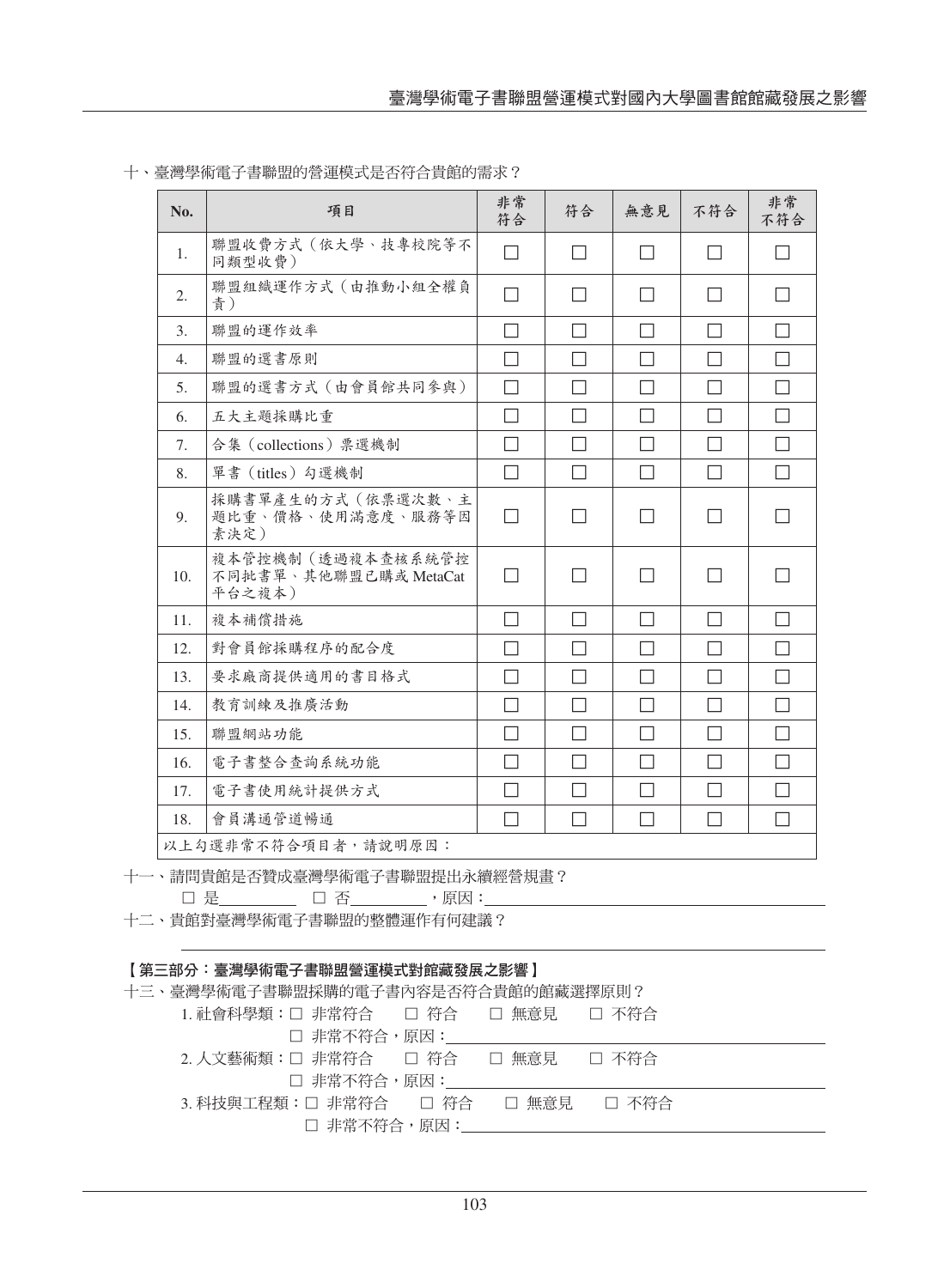十、臺灣學術電子書聯盟的營運模式是否符合貴館的需求？

| No. | 項目 | 非常符合 | 符合 | 無意見 | 不符合 | 非常不符合 |
|---|---|---|---|---|---|---|
| 1. | 聯盟收費方式（依大學、技專校院等不同類型收費） | □ | □ | □ | □ | □ |
| 2. | 聯盟組織運作方式（由推動小組全權負責） | □ | □ | □ | □ | □ |
| 3. | 聯盟的運作效率 | □ | □ | □ | □ | □ |
| 4. | 聯盟的選書原則 | □ | □ | □ | □ | □ |
| 5. | 聯盟的選書方式（由會員館共同參與） | □ | □ | □ | □ | □ |
| 6. | 五大主題採購比重 | □ | □ | □ | □ | □ |
| 7. | 合集（collections）票選機制 | □ | □ | □ | □ | □ |
| 8. | 單書（titles）勾選機制 | □ | □ | □ | □ | □ |
| 9. | 採購書單產生的方式（依票選次數、主題比重、價格、使用滿意度、服務等因素決定） | □ | □ | □ | □ | □ |
| 10. | 複本管控機制（透過複本查核系統管控不同批書單、其他聯盟已購或 MetaCat 平台之複本） | □ | □ | □ | □ | □ |
| 11. | 複本補償措施 | □ | □ | □ | □ | □ |
| 12. | 對會員館採購程序的配合度 | □ | □ | □ | □ | □ |
| 13. | 要求廠商提供適用的書目格式 | □ | □ | □ | □ | □ |
| 14. | 教育訓練及推廣活動 | □ | □ | □ | □ | □ |
| 15. | 聯盟網站功能 | □ | □ | □ | □ | □ |
| 16. | 電子書整合查詢系統功能 | □ | □ | □ | □ | □ |
| 17. | 電子書使用統計提供方式 | □ | □ | □ | □ | □ |
| 18. | 會員溝通管道暢通 | □ | □ | □ | □ | □ |
| 以上勾選非常不符合項目者，請說明原因： | | | | | | |

十一、請問貴館是否贊成臺灣學術電子書聯盟提出永續經營規畫？

□ 是＿＿＿＿＿ □ 否＿＿＿＿＿，原因：＿＿＿＿＿＿＿＿＿＿＿＿＿＿＿＿＿＿＿＿

十二、貴館對臺灣學術電子書聯盟的整體運作有何建議？

＿＿＿＿＿＿＿＿＿＿＿＿＿＿＿＿＿＿＿＿＿＿＿＿＿＿＿＿＿＿＿＿＿＿＿＿＿＿

**【第三部分：臺灣學術電子書聯盟營運模式對館藏發展之影響】**

十三、臺灣學術電子書聯盟採購的電子書內容是否符合貴館的館藏選擇原則？

1. 社會科學類：□ 非常符合 □ 符合 □ 無意見 □ 不符合
   □ 非常不符合，原因：＿＿＿＿＿＿＿＿＿＿＿＿＿＿＿＿＿＿＿＿
2. 人文藝術類：□ 非常符合 □ 符合 □ 無意見 □ 不符合
   □ 非常不符合，原因：＿＿＿＿＿＿＿＿＿＿＿＿＿＿＿＿＿＿＿＿
3. 科技與工程類：□ 非常符合 □ 符合 □ 無意見 □ 不符合
   □ 非常不符合，原因：＿＿＿＿＿＿＿＿＿＿＿＿＿＿＿＿＿＿＿＿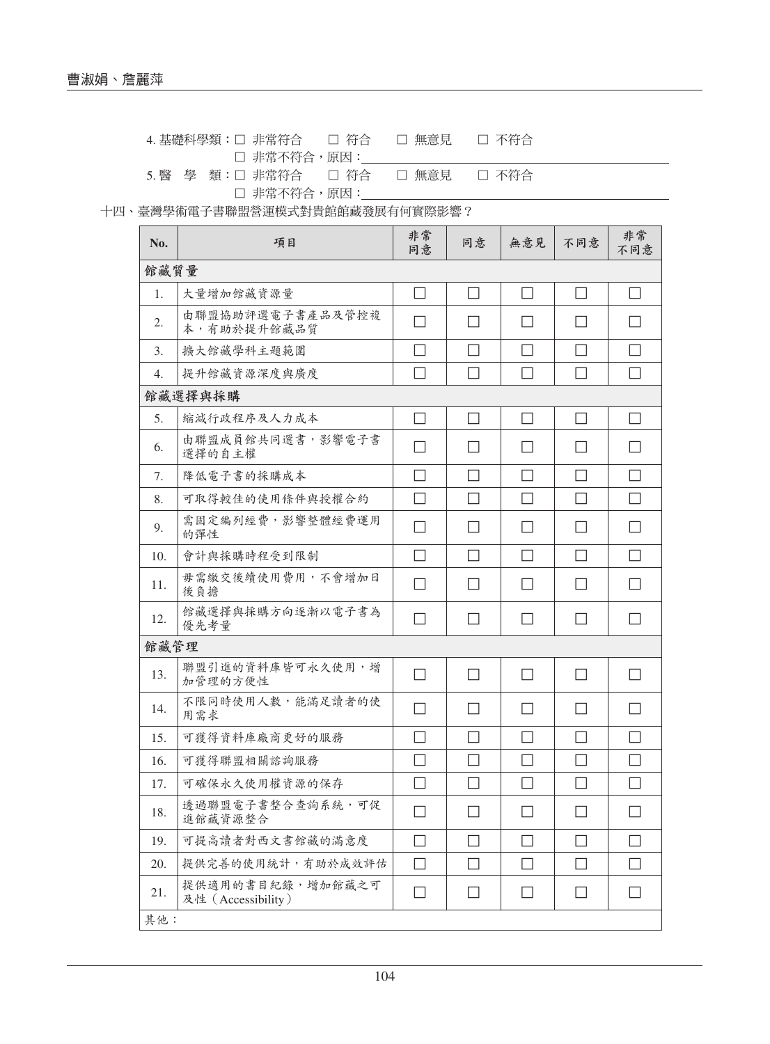4. 基礎科學類：□ 非常符合　□ 符合　□ 無意見　□ 不符合
□ 非常不符合，原因：______________________________

5. 醫　學　類：□ 非常符合　□ 符合　□ 無意見　□ 不符合
□ 非常不符合，原因：______________________________

十四、臺灣學術電子書聯盟營運模式對貴館館藏發展有何實際影響？

| No. | 項目 | 非常同意 | 同意 | 無意見 | 不同意 | 非常不同意 |
|---|---|---|---|---|---|---|
| 館藏質量 | | | | | | |
| 1. | 大量增加館藏資源量 | □ | □ | □ | □ | □ |
| 2. | 由聯盟協助評選電子書產品及管控複本，有助於提升館藏品質 | □ | □ | □ | □ | □ |
| 3. | 擴大館藏學科主題範圍 | □ | □ | □ | □ | □ |
| 4. | 提升館藏資源深度與廣度 | □ | □ | □ | □ | □ |
| 館藏選擇與採購 | | | | | | |
| 5. | 縮減行政程序及人力成本 | □ | □ | □ | □ | □ |
| 6. | 由聯盟成員館共同選書，影響電子書選擇的自主權 | □ | □ | □ | □ | □ |
| 7. | 降低電子書的採購成本 | □ | □ | □ | □ | □ |
| 8. | 可取得較佳的使用條件與授權合約 | □ | □ | □ | □ | □ |
| 9. | 需固定編列經費，影響整體經費運用的彈性 | □ | □ | □ | □ | □ |
| 10. | 會計與採購時程受到限制 | □ | □ | □ | □ | □ |
| 11. | 毋需繳交後續使用費用，不會增加日後負擔 | □ | □ | □ | □ | □ |
| 12. | 館藏選擇與採購方向逐漸以電子書為優先考量 | □ | □ | □ | □ | □ |
| 館藏管理 | | | | | | |
| 13. | 聯盟引進的資料庫皆可永久使用，增加管理的方便性 | □ | □ | □ | □ | □ |
| 14. | 不限同時使用人數，能滿足讀者的使用需求 | □ | □ | □ | □ | □ |
| 15. | 可獲得資料庫廠商更好的服務 | □ | □ | □ | □ | □ |
| 16. | 可獲得聯盟相關諮詢服務 | □ | □ | □ | □ | □ |
| 17. | 可確保永久使用權資源的保存 | □ | □ | □ | □ | □ |
| 18. | 透過聯盟電子書整合查詢系統，可促進館藏資源整合 | □ | □ | □ | □ | □ |
| 19. | 可提高讀者對西文書館藏的滿意度 | □ | □ | □ | □ | □ |
| 20. | 提供完善的使用統計，有助於成效評估 | □ | □ | □ | □ | □ |
| 21. | 提供適用的書目紀錄，增加館藏之可及性（Accessibility） | □ | □ | □ | □ | □ |
| 其他： | | | | | | |